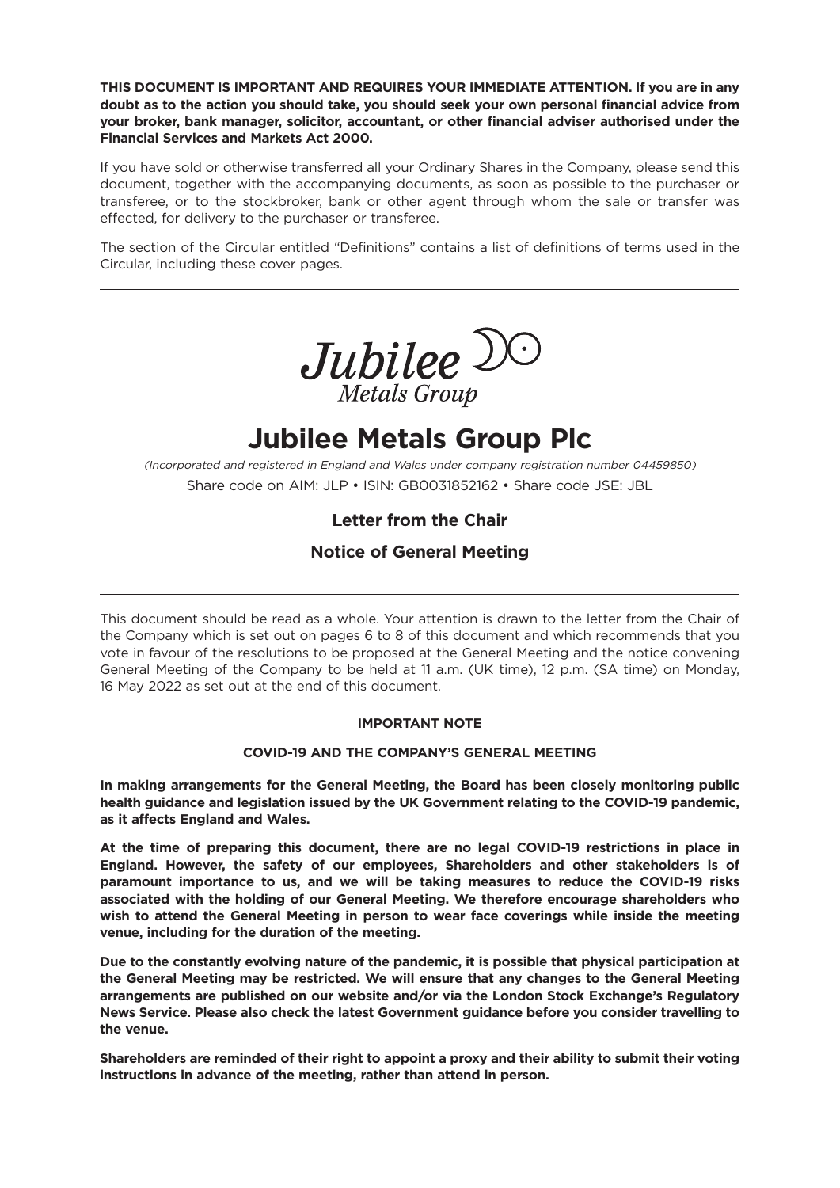**THIS DOCUMENT IS IMPORTANT AND REQUIRES YOUR IMMEDIATE ATTENTION. If you are in any doubt as to the action you should take, you should seek your own personal financial advice from your broker, bank manager, solicitor, accountant, or other financial adviser authorised under the Financial Services and Markets Act 2000.**

If you have sold or otherwise transferred all your Ordinary Shares in the Company, please send this document, together with the accompanying documents, as soon as possible to the purchaser or transferee, or to the stockbroker, bank or other agent through whom the sale or transfer was effected, for delivery to the purchaser or transferee.

The section of the Circular entitled "Definitions" contains a list of definitions of terms used in the Circular, including these cover pages.

---

*Jubilee*
*Metals Group*

# Jubilee Metals Group Plc

*(Incorporated and registered in England and Wales under company registration number 04459850)*

Share code on AIM: JLP • ISIN: GB0031852162 • Share code JSE: JBL

## Letter from the Chair

## Notice of General Meeting

---

This document should be read as a whole. Your attention is drawn to the letter from the Chair of the Company which is set out on pages 6 to 8 of this document and which recommends that you vote in favour of the resolutions to be proposed at the General Meeting and the notice convening General Meeting of the Company to be held at 11 a.m. (UK time), 12 p.m. (SA time) on Monday, 16 May 2022 as set out at the end of this document.

**IMPORTANT NOTE**

**COVID-19 AND THE COMPANY'S GENERAL MEETING**

**In making arrangements for the General Meeting, the Board has been closely monitoring public health guidance and legislation issued by the UK Government relating to the COVID-19 pandemic, as it affects England and Wales.**

**At the time of preparing this document, there are no legal COVID-19 restrictions in place in England. However, the safety of our employees, Shareholders and other stakeholders is of paramount importance to us, and we will be taking measures to reduce the COVID-19 risks associated with the holding of our General Meeting. We therefore encourage shareholders who wish to attend the General Meeting in person to wear face coverings while inside the meeting venue, including for the duration of the meeting.**

**Due to the constantly evolving nature of the pandemic, it is possible that physical participation at the General Meeting may be restricted. We will ensure that any changes to the General Meeting arrangements are published on our website and/or via the London Stock Exchange's Regulatory News Service. Please also check the latest Government guidance before you consider travelling to the venue.**

**Shareholders are reminded of their right to appoint a proxy and their ability to submit their voting instructions in advance of the meeting, rather than attend in person.**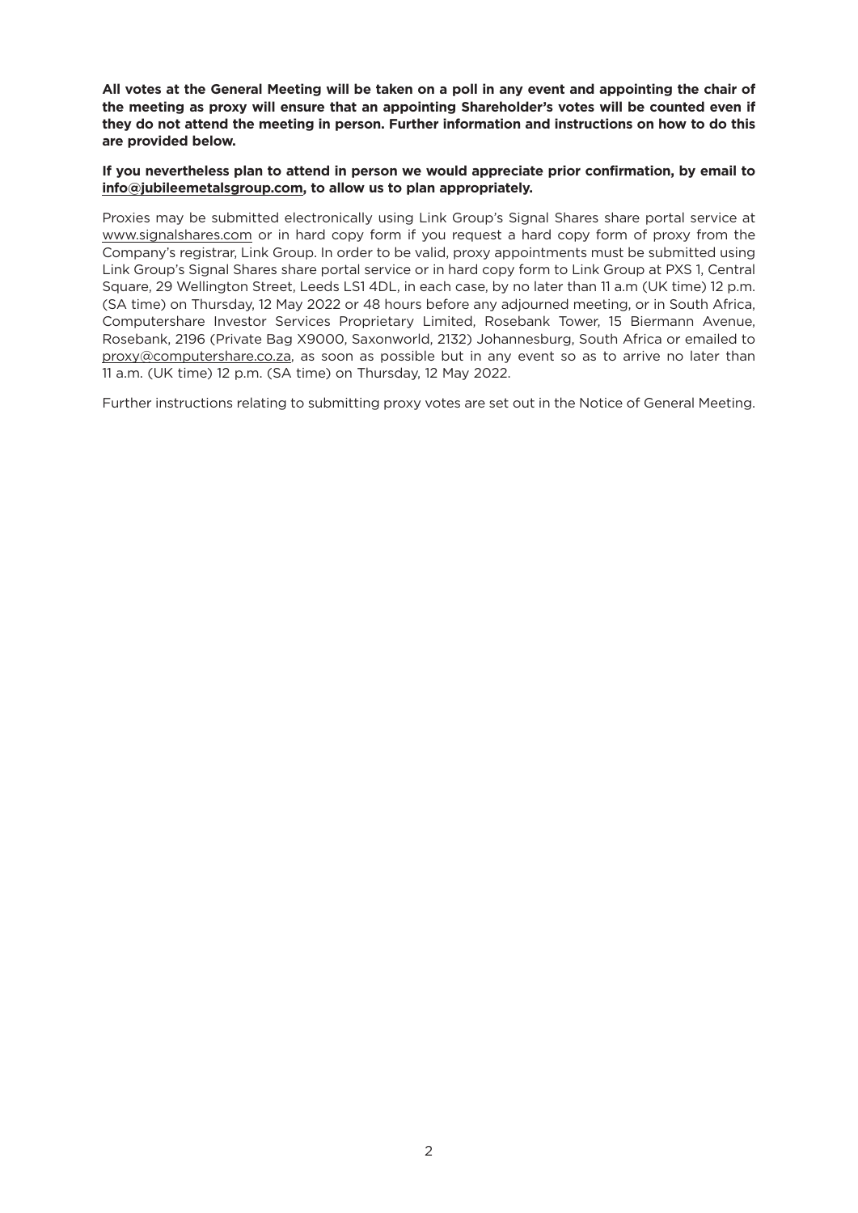**All votes at the General Meeting will be taken on a poll in any event and appointing the chair of the meeting as proxy will ensure that an appointing Shareholder's votes will be counted even if they do not attend the meeting in person. Further information and instructions on how to do this are provided below.**

**If you nevertheless plan to attend in person we would appreciate prior confirmation, by email to info@jubileemetalsgroup.com, to allow us to plan appropriately.**

Proxies may be submitted electronically using Link Group's Signal Shares share portal service at www.signalshares.com or in hard copy form if you request a hard copy form of proxy from the Company's registrar, Link Group. In order to be valid, proxy appointments must be submitted using Link Group's Signal Shares share portal service or in hard copy form to Link Group at PXS 1, Central Square, 29 Wellington Street, Leeds LS1 4DL, in each case, by no later than 11 a.m (UK time) 12 p.m. (SA time) on Thursday, 12 May 2022 or 48 hours before any adjourned meeting, or in South Africa, Computershare Investor Services Proprietary Limited, Rosebank Tower, 15 Biermann Avenue, Rosebank, 2196 (Private Bag X9000, Saxonworld, 2132) Johannesburg, South Africa or emailed to proxy@computershare.co.za, as soon as possible but in any event so as to arrive no later than 11 a.m. (UK time) 12 p.m. (SA time) on Thursday, 12 May 2022.

Further instructions relating to submitting proxy votes are set out in the Notice of General Meeting.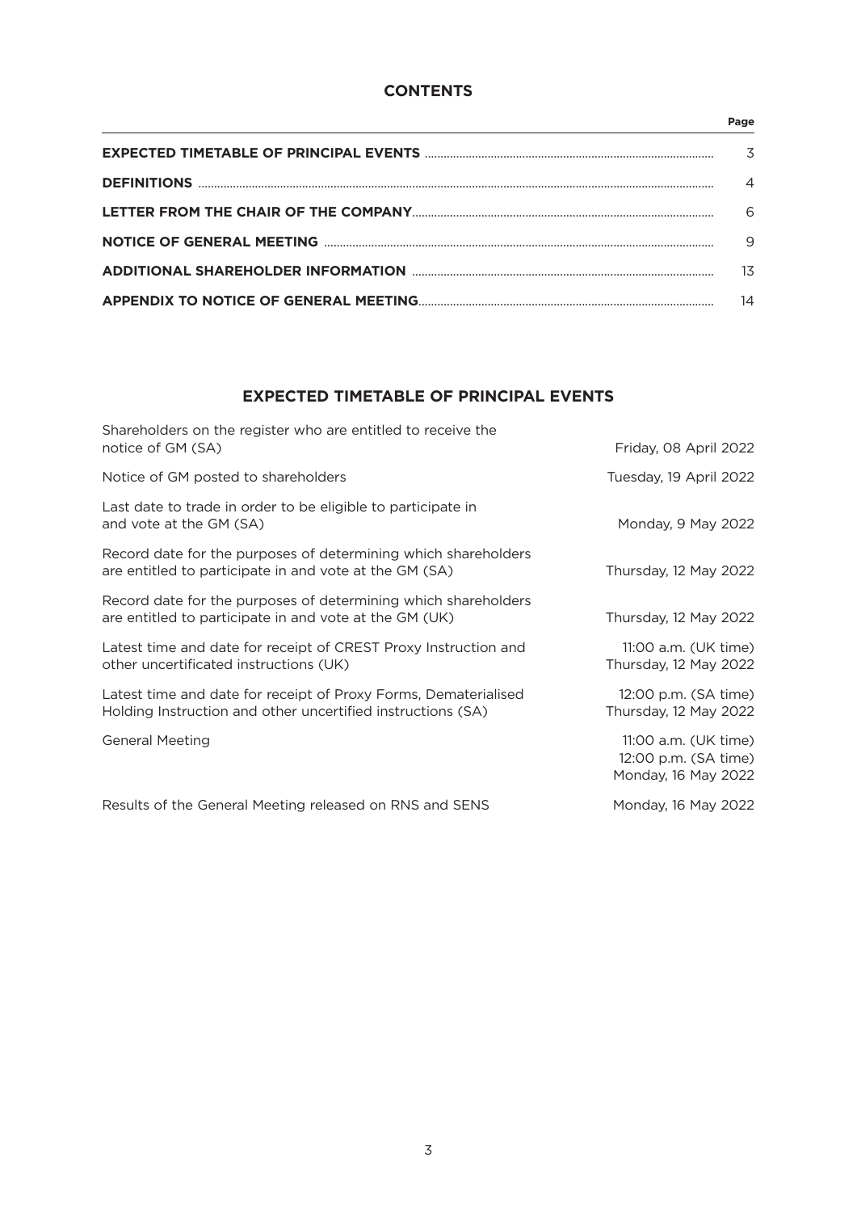## CONTENTS

| | Page |
|---|---|
| **EXPECTED TIMETABLE OF PRINCIPAL EVENTS** | 3 |
| **DEFINITIONS** | 4 |
| **LETTER FROM THE CHAIR OF THE COMPANY** | 6 |
| **NOTICE OF GENERAL MEETING** | 9 |
| **ADDITIONAL SHAREHOLDER INFORMATION** | 13 |
| **APPENDIX TO NOTICE OF GENERAL MEETING** | 14 |

## EXPECTED TIMETABLE OF PRINCIPAL EVENTS

| | |
|---|---|
| Shareholders on the register who are entitled to receive the notice of GM (SA) | Friday, 08 April 2022 |
| Notice of GM posted to shareholders | Tuesday, 19 April 2022 |
| Last date to trade in order to be eligible to participate in and vote at the GM (SA) | Monday, 9 May 2022 |
| Record date for the purposes of determining which shareholders are entitled to participate in and vote at the GM (SA) | Thursday, 12 May 2022 |
| Record date for the purposes of determining which shareholders are entitled to participate in and vote at the GM (UK) | Thursday, 12 May 2022 |
| Latest time and date for receipt of CREST Proxy Instruction and other uncertificated instructions (UK) | 11:00 a.m. (UK time) Thursday, 12 May 2022 |
| Latest time and date for receipt of Proxy Forms, Dematerialised Holding Instruction and other uncertified instructions (SA) | 12:00 p.m. (SA time) Thursday, 12 May 2022 |
| General Meeting | 11:00 a.m. (UK time) 12:00 p.m. (SA time) Monday, 16 May 2022 |
| Results of the General Meeting released on RNS and SENS | Monday, 16 May 2022 |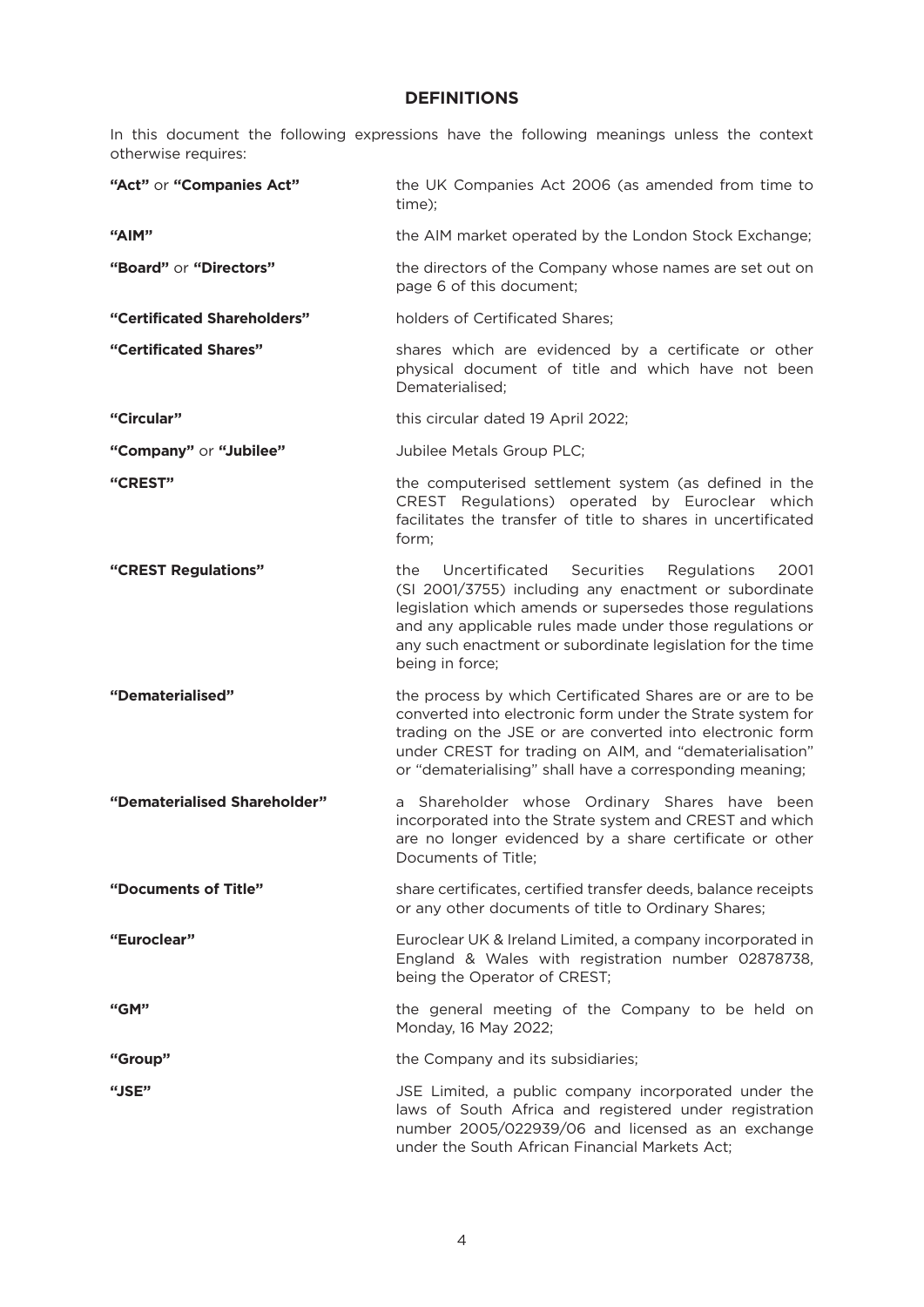## DEFINITIONS

In this document the following expressions have the following meanings unless the context otherwise requires:

| | |
|---|---|
| **"Act"** or **"Companies Act"** | the UK Companies Act 2006 (as amended from time to time); |
| **"AIM"** | the AIM market operated by the London Stock Exchange; |
| **"Board"** or **"Directors"** | the directors of the Company whose names are set out on page 6 of this document; |
| **"Certificated Shareholders"** | holders of Certificated Shares; |
| **"Certificated Shares"** | shares which are evidenced by a certificate or other physical document of title and which have not been Dematerialised; |
| **"Circular"** | this circular dated 19 April 2022; |
| **"Company"** or **"Jubilee"** | Jubilee Metals Group PLC; |
| **"CREST"** | the computerised settlement system (as defined in the CREST Regulations) operated by Euroclear which facilitates the transfer of title to shares in uncertificated form; |
| **"CREST Regulations"** | the Uncertificated Securities Regulations 2001 (SI 2001/3755) including any enactment or subordinate legislation which amends or supersedes those regulations and any applicable rules made under those regulations or any such enactment or subordinate legislation for the time being in force; |
| **"Dematerialised"** | the process by which Certificated Shares are or are to be converted into electronic form under the Strate system for trading on the JSE or are converted into electronic form under CREST for trading on AIM, and "dematerialisation" or "dematerialising" shall have a corresponding meaning; |
| **"Dematerialised Shareholder"** | a Shareholder whose Ordinary Shares have been incorporated into the Strate system and CREST and which are no longer evidenced by a share certificate or other Documents of Title; |
| **"Documents of Title"** | share certificates, certified transfer deeds, balance receipts or any other documents of title to Ordinary Shares; |
| **"Euroclear"** | Euroclear UK & Ireland Limited, a company incorporated in England & Wales with registration number 02878738, being the Operator of CREST; |
| **"GM"** | the general meeting of the Company to be held on Monday, 16 May 2022; |
| **"Group"** | the Company and its subsidiaries; |
| **"JSE"** | JSE Limited, a public company incorporated under the laws of South Africa and registered under registration number 2005/022939/06 and licensed as an exchange under the South African Financial Markets Act; |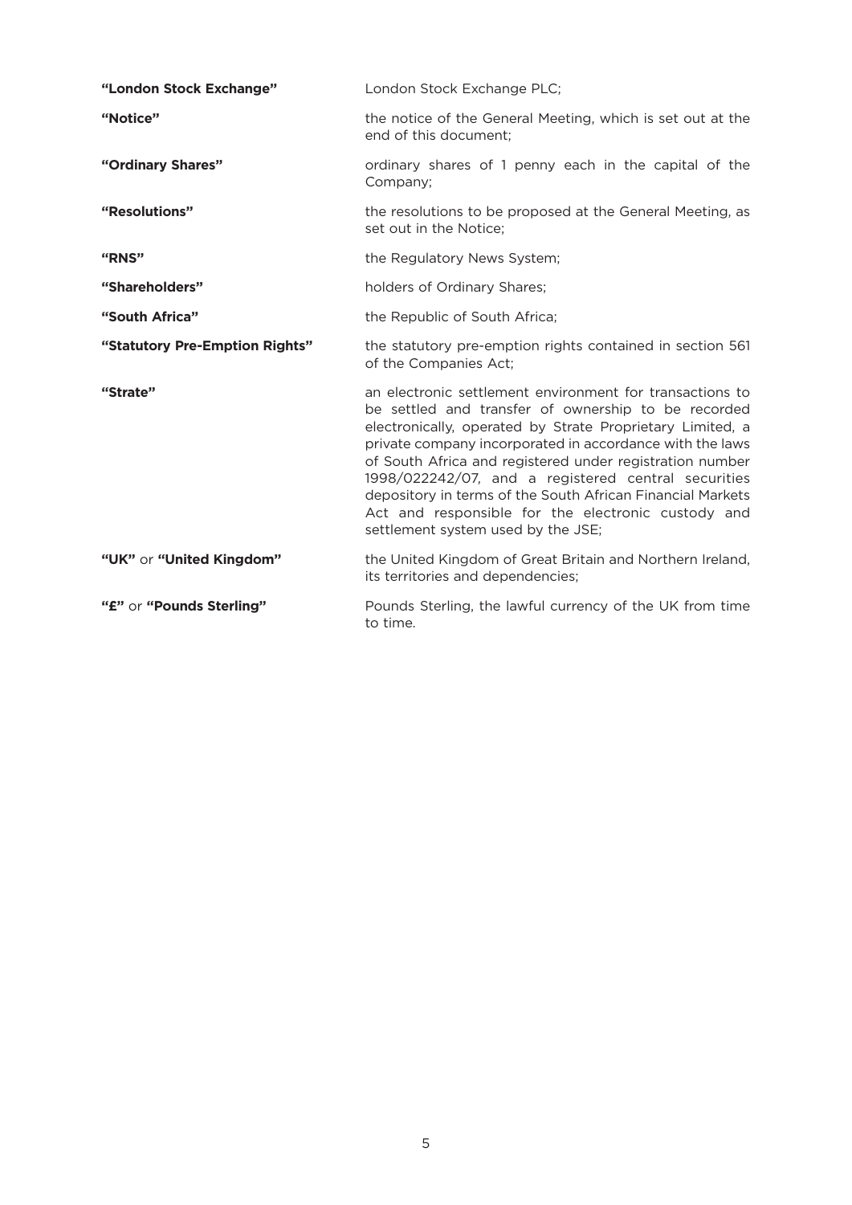| | |
|---|---|
| **"London Stock Exchange"** | London Stock Exchange PLC; |
| **"Notice"** | the notice of the General Meeting, which is set out at the end of this document; |
| **"Ordinary Shares"** | ordinary shares of 1 penny each in the capital of the Company; |
| **"Resolutions"** | the resolutions to be proposed at the General Meeting, as set out in the Notice; |
| **"RNS"** | the Regulatory News System; |
| **"Shareholders"** | holders of Ordinary Shares; |
| **"South Africa"** | the Republic of South Africa; |
| **"Statutory Pre-Emption Rights"** | the statutory pre-emption rights contained in section 561 of the Companies Act; |
| **"Strate"** | an electronic settlement environment for transactions to be settled and transfer of ownership to be recorded electronically, operated by Strate Proprietary Limited, a private company incorporated in accordance with the laws of South Africa and registered under registration number 1998/022242/07, and a registered central securities depository in terms of the South African Financial Markets Act and responsible for the electronic custody and settlement system used by the JSE; |
| **"UK"** or **"United Kingdom"** | the United Kingdom of Great Britain and Northern Ireland, its territories and dependencies; |
| **"£"** or **"Pounds Sterling"** | Pounds Sterling, the lawful currency of the UK from time to time. |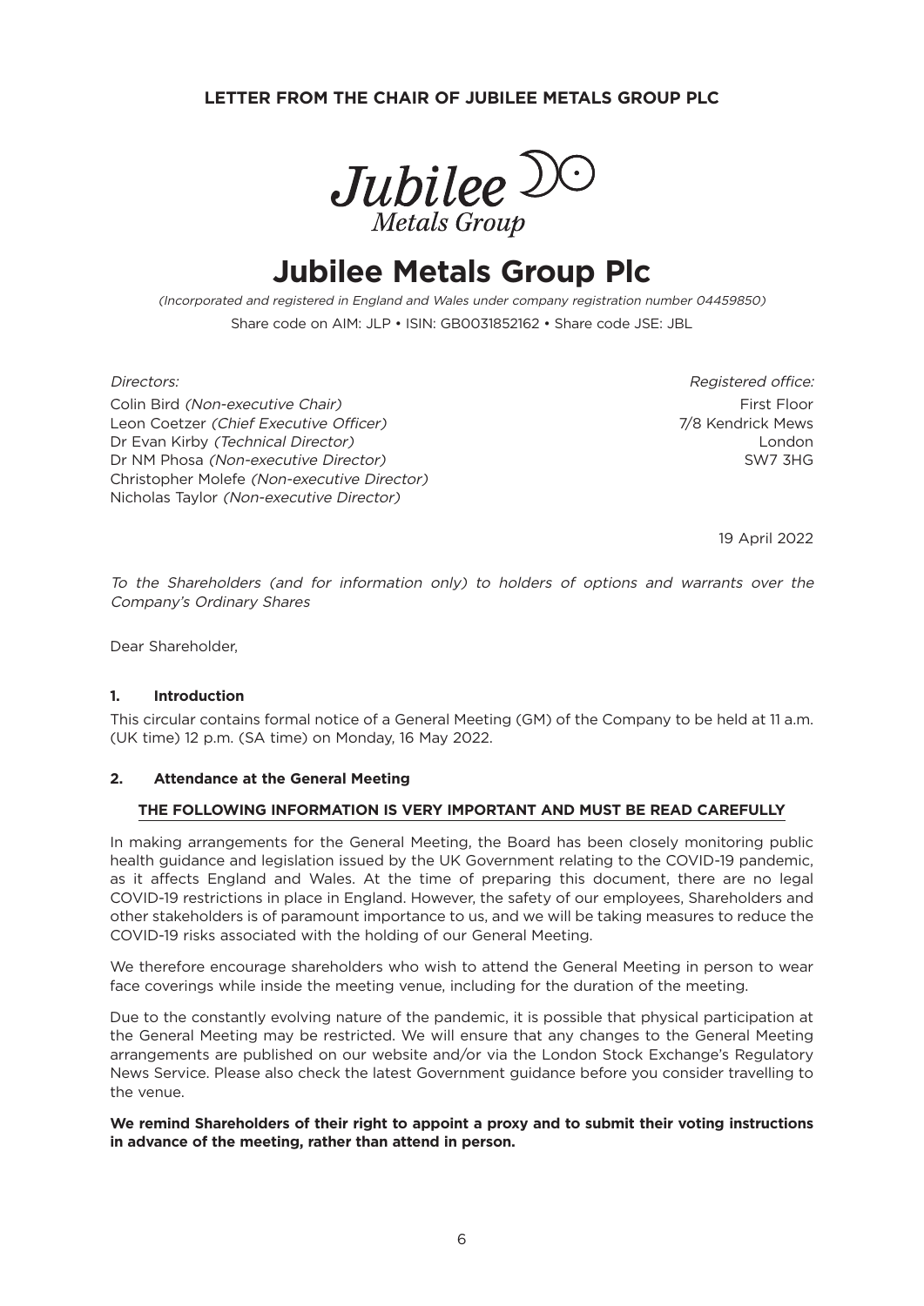**LETTER FROM THE CHAIR OF JUBILEE METALS GROUP PLC**

# Jubilee Metals Group Plc

*(Incorporated and registered in England and Wales under company registration number 04459850)*

Share code on AIM: JLP • ISIN: GB0031852162 • Share code JSE: JBL

*Directors:*

Colin Bird *(Non-executive Chair)*
Leon Coetzer *(Chief Executive Officer)*
Dr Evan Kirby *(Technical Director)*
Dr NM Phosa *(Non-executive Director)*
Christopher Molefe *(Non-executive Director)*
Nicholas Taylor *(Non-executive Director)*

*Registered office:*

First Floor
7/8 Kendrick Mews
London
SW7 3HG

19 April 2022

*To the Shareholders (and for information only) to holders of options and warrants over the Company's Ordinary Shares*

Dear Shareholder,

## 1. Introduction

This circular contains formal notice of a General Meeting (GM) of the Company to be held at 11 a.m. (UK time) 12 p.m. (SA time) on Monday, 16 May 2022.

## 2. Attendance at the General Meeting

**THE FOLLOWING INFORMATION IS VERY IMPORTANT AND MUST BE READ CAREFULLY**

In making arrangements for the General Meeting, the Board has been closely monitoring public health guidance and legislation issued by the UK Government relating to the COVID-19 pandemic, as it affects England and Wales. At the time of preparing this document, there are no legal COVID-19 restrictions in place in England. However, the safety of our employees, Shareholders and other stakeholders is of paramount importance to us, and we will be taking measures to reduce the COVID-19 risks associated with the holding of our General Meeting.

We therefore encourage shareholders who wish to attend the General Meeting in person to wear face coverings while inside the meeting venue, including for the duration of the meeting.

Due to the constantly evolving nature of the pandemic, it is possible that physical participation at the General Meeting may be restricted. We will ensure that any changes to the General Meeting arrangements are published on our website and/or via the London Stock Exchange's Regulatory News Service. Please also check the latest Government guidance before you consider travelling to the venue.

**We remind Shareholders of their right to appoint a proxy and to submit their voting instructions in advance of the meeting, rather than attend in person.**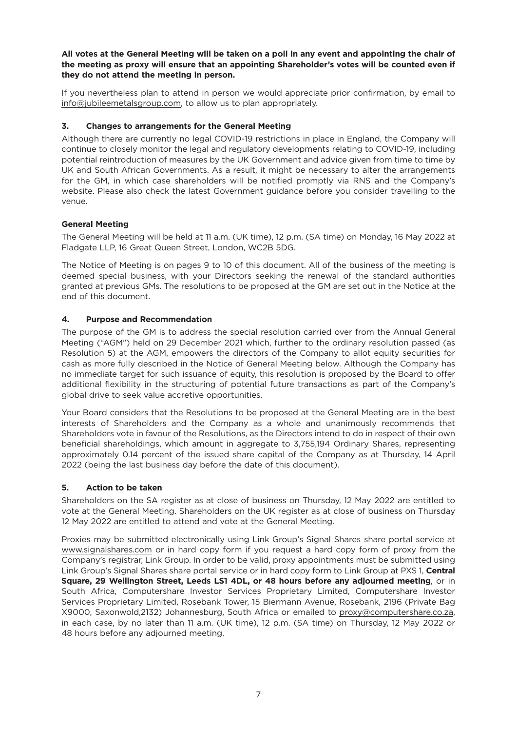**All votes at the General Meeting will be taken on a poll in any event and appointing the chair of the meeting as proxy will ensure that an appointing Shareholder's votes will be counted even if they do not attend the meeting in person.**

If you nevertheless plan to attend in person we would appreciate prior confirmation, by email to info@jubileemetalsgroup.com, to allow us to plan appropriately.

### 3. Changes to arrangements for the General Meeting

Although there are currently no legal COVID-19 restrictions in place in England, the Company will continue to closely monitor the legal and regulatory developments relating to COVID-19, including potential reintroduction of measures by the UK Government and advice given from time to time by UK and South African Governments. As a result, it might be necessary to alter the arrangements for the GM, in which case shareholders will be notified promptly via RNS and the Company's website. Please also check the latest Government guidance before you consider travelling to the venue.

### General Meeting

The General Meeting will be held at 11 a.m. (UK time), 12 p.m. (SA time) on Monday, 16 May 2022 at Fladgate LLP, 16 Great Queen Street, London, WC2B 5DG.

The Notice of Meeting is on pages 9 to 10 of this document. All of the business of the meeting is deemed special business, with your Directors seeking the renewal of the standard authorities granted at previous GMs. The resolutions to be proposed at the GM are set out in the Notice at the end of this document.

### 4. Purpose and Recommendation

The purpose of the GM is to address the special resolution carried over from the Annual General Meeting ("AGM") held on 29 December 2021 which, further to the ordinary resolution passed (as Resolution 5) at the AGM, empowers the directors of the Company to allot equity securities for cash as more fully described in the Notice of General Meeting below. Although the Company has no immediate target for such issuance of equity, this resolution is proposed by the Board to offer additional flexibility in the structuring of potential future transactions as part of the Company's global drive to seek value accretive opportunities.

Your Board considers that the Resolutions to be proposed at the General Meeting are in the best interests of Shareholders and the Company as a whole and unanimously recommends that Shareholders vote in favour of the Resolutions, as the Directors intend to do in respect of their own beneficial shareholdings, which amount in aggregate to 3,755,194 Ordinary Shares, representing approximately 0.14 percent of the issued share capital of the Company as at Thursday, 14 April 2022 (being the last business day before the date of this document).

### 5. Action to be taken

Shareholders on the SA register as at close of business on Thursday, 12 May 2022 are entitled to vote at the General Meeting. Shareholders on the UK register as at close of business on Thursday 12 May 2022 are entitled to attend and vote at the General Meeting.

Proxies may be submitted electronically using Link Group's Signal Shares share portal service at www.signalshares.com or in hard copy form if you request a hard copy form of proxy from the Company's registrar, Link Group. In order to be valid, proxy appointments must be submitted using Link Group's Signal Shares share portal service or in hard copy form to Link Group at PXS 1, **Central Square, 29 Wellington Street, Leeds LS1 4DL, or 48 hours before any adjourned meeting**, or in South Africa, Computershare Investor Services Proprietary Limited, Computershare Investor Services Proprietary Limited, Rosebank Tower, 15 Biermann Avenue, Rosebank, 2196 (Private Bag X9000, Saxonwold,2132) Johannesburg, South Africa or emailed to proxy@computershare.co.za, in each case, by no later than 11 a.m. (UK time), 12 p.m. (SA time) on Thursday, 12 May 2022 or 48 hours before any adjourned meeting.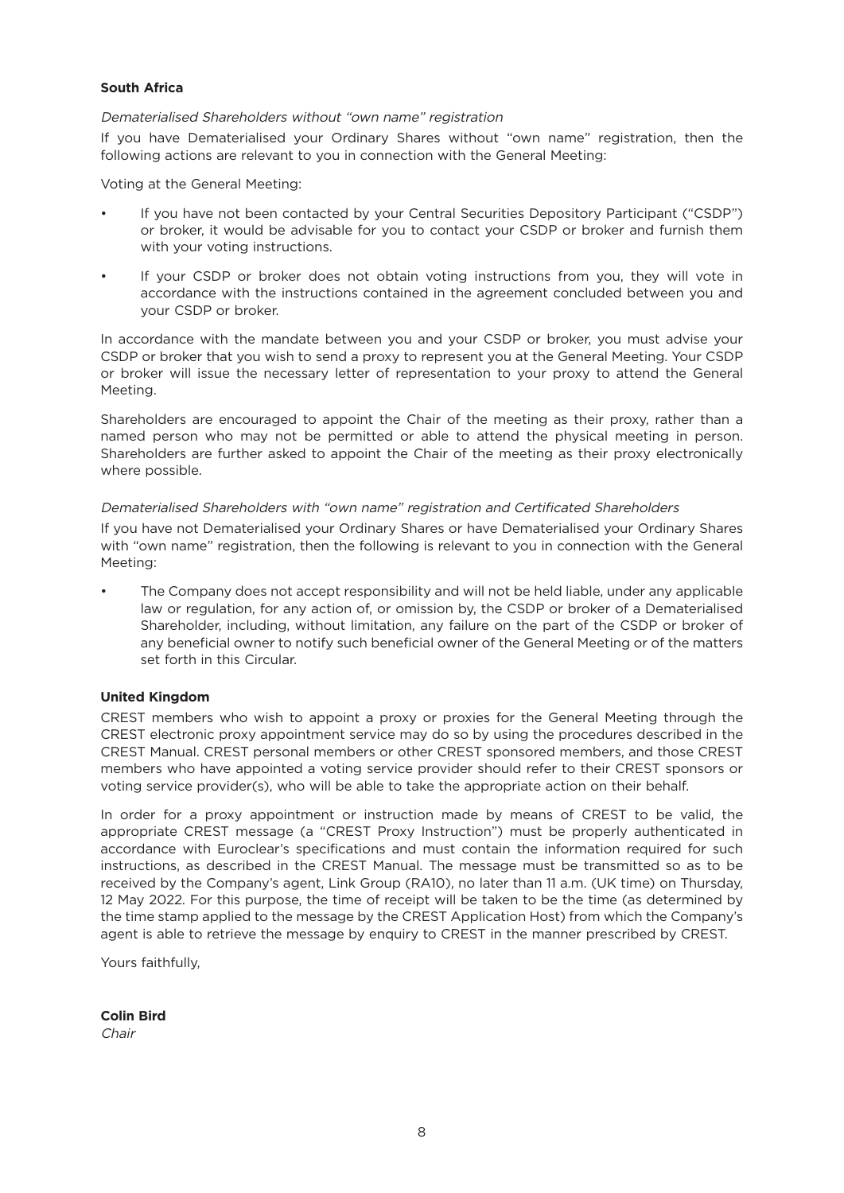**South Africa**

*Dematerialised Shareholders without "own name" registration*

If you have Dematerialised your Ordinary Shares without "own name" registration, then the following actions are relevant to you in connection with the General Meeting:

Voting at the General Meeting:

- If you have not been contacted by your Central Securities Depository Participant ("CSDP") or broker, it would be advisable for you to contact your CSDP or broker and furnish them with your voting instructions.
- If your CSDP or broker does not obtain voting instructions from you, they will vote in accordance with the instructions contained in the agreement concluded between you and your CSDP or broker.

In accordance with the mandate between you and your CSDP or broker, you must advise your CSDP or broker that you wish to send a proxy to represent you at the General Meeting. Your CSDP or broker will issue the necessary letter of representation to your proxy to attend the General Meeting.

Shareholders are encouraged to appoint the Chair of the meeting as their proxy, rather than a named person who may not be permitted or able to attend the physical meeting in person. Shareholders are further asked to appoint the Chair of the meeting as their proxy electronically where possible.

*Dematerialised Shareholders with "own name" registration and Certificated Shareholders*

If you have not Dematerialised your Ordinary Shares or have Dematerialised your Ordinary Shares with "own name" registration, then the following is relevant to you in connection with the General Meeting:

- The Company does not accept responsibility and will not be held liable, under any applicable law or regulation, for any action of, or omission by, the CSDP or broker of a Dematerialised Shareholder, including, without limitation, any failure on the part of the CSDP or broker of any beneficial owner to notify such beneficial owner of the General Meeting or of the matters set forth in this Circular.

**United Kingdom**

CREST members who wish to appoint a proxy or proxies for the General Meeting through the CREST electronic proxy appointment service may do so by using the procedures described in the CREST Manual. CREST personal members or other CREST sponsored members, and those CREST members who have appointed a voting service provider should refer to their CREST sponsors or voting service provider(s), who will be able to take the appropriate action on their behalf.

In order for a proxy appointment or instruction made by means of CREST to be valid, the appropriate CREST message (a "CREST Proxy Instruction") must be properly authenticated in accordance with Euroclear's specifications and must contain the information required for such instructions, as described in the CREST Manual. The message must be transmitted so as to be received by the Company's agent, Link Group (RA10), no later than 11 a.m. (UK time) on Thursday, 12 May 2022. For this purpose, the time of receipt will be taken to be the time (as determined by the time stamp applied to the message by the CREST Application Host) from which the Company's agent is able to retrieve the message by enquiry to CREST in the manner prescribed by CREST.

Yours faithfully,

**Colin Bird**
*Chair*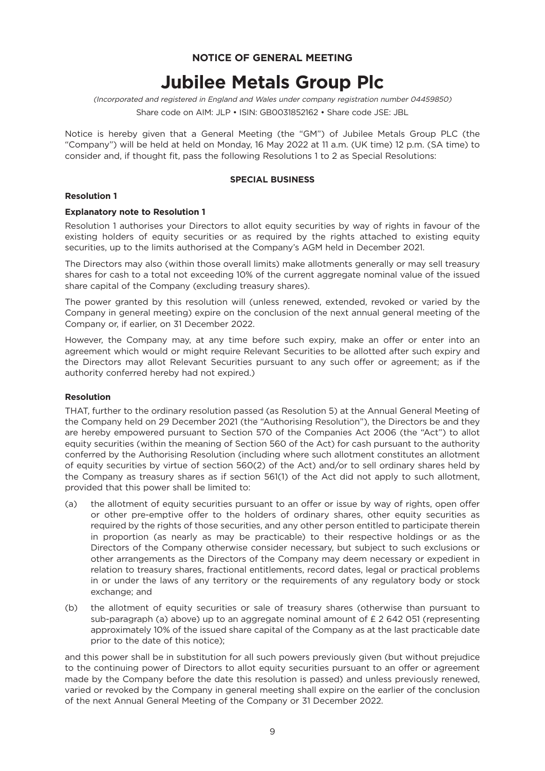**NOTICE OF GENERAL MEETING**

# Jubilee Metals Group Plc

*(Incorporated and registered in England and Wales under company registration number 04459850)*

Share code on AIM: JLP • ISIN: GB0031852162 • Share code JSE: JBL

Notice is hereby given that a General Meeting (the "GM") of Jubilee Metals Group PLC (the "Company") will be held at held on Monday, 16 May 2022 at 11 a.m. (UK time) 12 p.m. (SA time) to consider and, if thought fit, pass the following Resolutions 1 to 2 as Special Resolutions:

**SPECIAL BUSINESS**

**Resolution 1**

**Explanatory note to Resolution 1**

Resolution 1 authorises your Directors to allot equity securities by way of rights in favour of the existing holders of equity securities or as required by the rights attached to existing equity securities, up to the limits authorised at the Company's AGM held in December 2021.

The Directors may also (within those overall limits) make allotments generally or may sell treasury shares for cash to a total not exceeding 10% of the current aggregate nominal value of the issued share capital of the Company (excluding treasury shares).

The power granted by this resolution will (unless renewed, extended, revoked or varied by the Company in general meeting) expire on the conclusion of the next annual general meeting of the Company or, if earlier, on 31 December 2022.

However, the Company may, at any time before such expiry, make an offer or enter into an agreement which would or might require Relevant Securities to be allotted after such expiry and the Directors may allot Relevant Securities pursuant to any such offer or agreement; as if the authority conferred hereby had not expired.)

**Resolution**

THAT, further to the ordinary resolution passed (as Resolution 5) at the Annual General Meeting of the Company held on 29 December 2021 (the "Authorising Resolution"), the Directors be and they are hereby empowered pursuant to Section 570 of the Companies Act 2006 (the "Act") to allot equity securities (within the meaning of Section 560 of the Act) for cash pursuant to the authority conferred by the Authorising Resolution (including where such allotment constitutes an allotment of equity securities by virtue of section 560(2) of the Act) and/or to sell ordinary shares held by the Company as treasury shares as if section 561(1) of the Act did not apply to such allotment, provided that this power shall be limited to:

(a) the allotment of equity securities pursuant to an offer or issue by way of rights, open offer or other pre-emptive offer to the holders of ordinary shares, other equity securities as required by the rights of those securities, and any other person entitled to participate therein in proportion (as nearly as may be practicable) to their respective holdings or as the Directors of the Company otherwise consider necessary, but subject to such exclusions or other arrangements as the Directors of the Company may deem necessary or expedient in relation to treasury shares, fractional entitlements, record dates, legal or practical problems in or under the laws of any territory or the requirements of any regulatory body or stock exchange; and

(b) the allotment of equity securities or sale of treasury shares (otherwise than pursuant to sub-paragraph (a) above) up to an aggregate nominal amount of £ 2 642 051 (representing approximately 10% of the issued share capital of the Company as at the last practicable date prior to the date of this notice);

and this power shall be in substitution for all such powers previously given (but without prejudice to the continuing power of Directors to allot equity securities pursuant to an offer or agreement made by the Company before the date this resolution is passed) and unless previously renewed, varied or revoked by the Company in general meeting shall expire on the earlier of the conclusion of the next Annual General Meeting of the Company or 31 December 2022.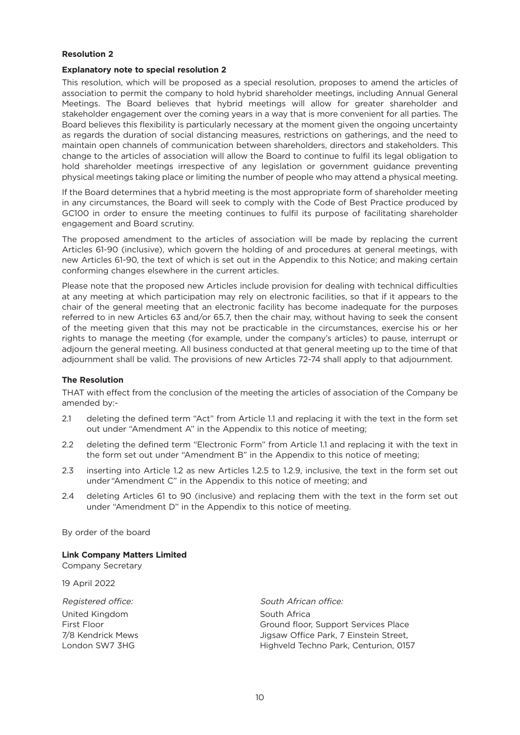**Resolution 2**

**Explanatory note to special resolution 2**

This resolution, which will be proposed as a special resolution, proposes to amend the articles of association to permit the company to hold hybrid shareholder meetings, including Annual General Meetings. The Board believes that hybrid meetings will allow for greater shareholder and stakeholder engagement over the coming years in a way that is more convenient for all parties. The Board believes this flexibility is particularly necessary at the moment given the ongoing uncertainty as regards the duration of social distancing measures, restrictions on gatherings, and the need to maintain open channels of communication between shareholders, directors and stakeholders. This change to the articles of association will allow the Board to continue to fulfil its legal obligation to hold shareholder meetings irrespective of any legislation or government guidance preventing physical meetings taking place or limiting the number of people who may attend a physical meeting.

If the Board determines that a hybrid meeting is the most appropriate form of shareholder meeting in any circumstances, the Board will seek to comply with the Code of Best Practice produced by GC100 in order to ensure the meeting continues to fulfil its purpose of facilitating shareholder engagement and Board scrutiny.

The proposed amendment to the articles of association will be made by replacing the current Articles 61-90 (inclusive), which govern the holding of and procedures at general meetings, with new Articles 61-90, the text of which is set out in the Appendix to this Notice; and making certain conforming changes elsewhere in the current articles.

Please note that the proposed new Articles include provision for dealing with technical difficulties at any meeting at which participation may rely on electronic facilities, so that if it appears to the chair of the general meeting that an electronic facility has become inadequate for the purposes referred to in new Articles 63 and/or 65.7, then the chair may, without having to seek the consent of the meeting given that this may not be practicable in the circumstances, exercise his or her rights to manage the meeting (for example, under the company's articles) to pause, interrupt or adjourn the general meeting. All business conducted at that general meeting up to the time of that adjournment shall be valid. The provisions of new Articles 72-74 shall apply to that adjournment.

**The Resolution**

THAT with effect from the conclusion of the meeting the articles of association of the Company be amended by:-

2.1 deleting the defined term "Act" from Article 1.1 and replacing it with the text in the form set out under "Amendment A" in the Appendix to this notice of meeting;

2.2 deleting the defined term "Electronic Form" from Article 1.1 and replacing it with the text in the form set out under "Amendment B" in the Appendix to this notice of meeting;

2.3 inserting into Article 1.2 as new Articles 1.2.5 to 1.2.9, inclusive, the text in the form set out under "Amendment C" in the Appendix to this notice of meeting; and

2.4 deleting Articles 61 to 90 (inclusive) and replacing them with the text in the form set out under "Amendment D" in the Appendix to this notice of meeting.

By order of the board

**Link Company Matters Limited**
Company Secretary

19 April 2022

*Registered office:*
United Kingdom
First Floor
7/8 Kendrick Mews
London SW7 3HG

*South African office:*
South Africa
Ground floor, Support Services Place
Jigsaw Office Park, 7 Einstein Street,
Highveld Techno Park, Centurion, 0157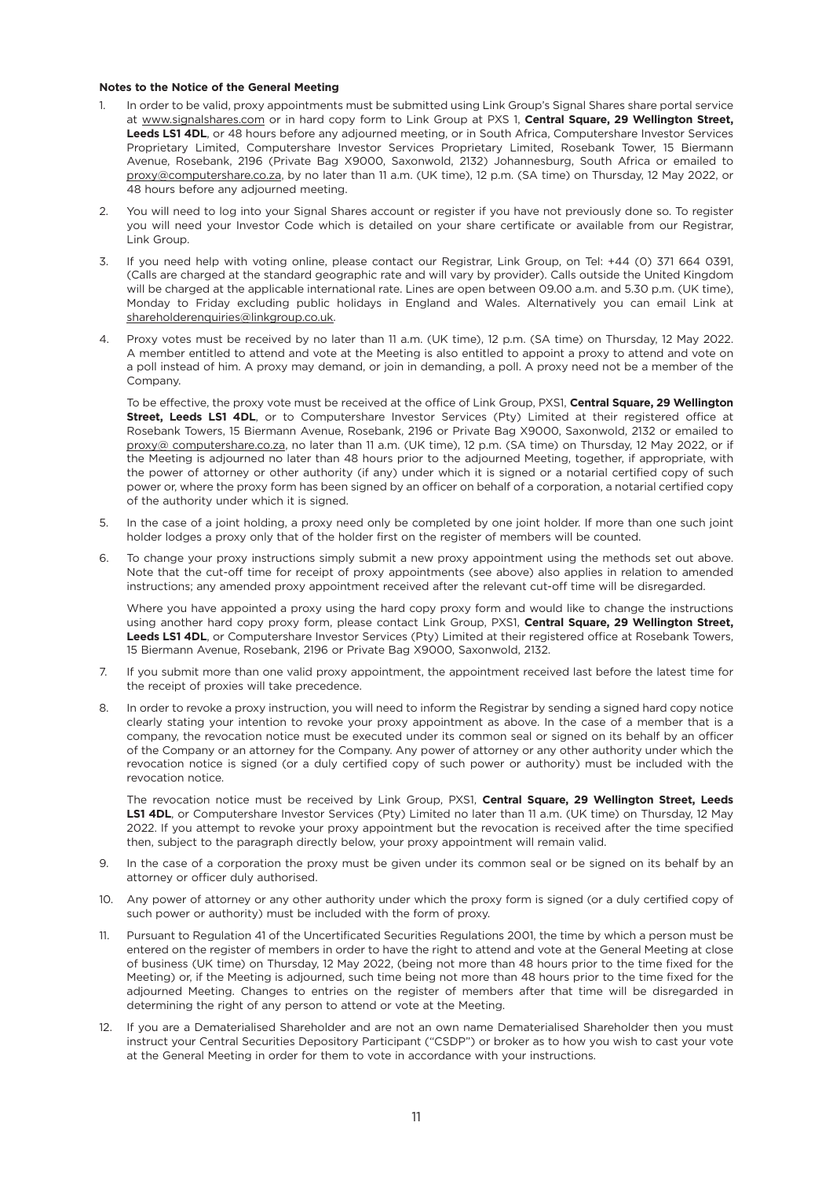**Notes to the Notice of the General Meeting**

1. In order to be valid, proxy appointments must be submitted using Link Group's Signal Shares share portal service at www.signalshares.com or in hard copy form to Link Group at PXS 1, **Central Square, 29 Wellington Street, Leeds LS1 4DL**, or 48 hours before any adjourned meeting, or in South Africa, Computershare Investor Services Proprietary Limited, Computershare Investor Services Proprietary Limited, Rosebank Tower, 15 Biermann Avenue, Rosebank, 2196 (Private Bag X9000, Saxonwold, 2132) Johannesburg, South Africa or emailed to proxy@computershare.co.za, by no later than 11 a.m. (UK time), 12 p.m. (SA time) on Thursday, 12 May 2022, or 48 hours before any adjourned meeting.

2. You will need to log into your Signal Shares account or register if you have not previously done so. To register you will need your Investor Code which is detailed on your share certificate or available from our Registrar, Link Group.

3. If you need help with voting online, please contact our Registrar, Link Group, on Tel: +44 (0) 371 664 0391, (Calls are charged at the standard geographic rate and will vary by provider). Calls outside the United Kingdom will be charged at the applicable international rate. Lines are open between 09.00 a.m. and 5.30 p.m. (UK time), Monday to Friday excluding public holidays in England and Wales. Alternatively you can email Link at shareholderenquiries@linkgroup.co.uk.

4. Proxy votes must be received by no later than 11 a.m. (UK time), 12 p.m. (SA time) on Thursday, 12 May 2022. A member entitled to attend and vote at the Meeting is also entitled to appoint a proxy to attend and vote on a poll instead of him. A proxy may demand, or join in demanding, a poll. A proxy need not be a member of the Company.

   To be effective, the proxy vote must be received at the office of Link Group, PXS1, **Central Square, 29 Wellington Street, Leeds LS1 4DL**, or to Computershare Investor Services (Pty) Limited at their registered office at Rosebank Towers, 15 Biermann Avenue, Rosebank, 2196 or Private Bag X9000, Saxonwold, 2132 or emailed to proxy@ computershare.co.za, no later than 11 a.m. (UK time), 12 p.m. (SA time) on Thursday, 12 May 2022, or if the Meeting is adjourned no later than 48 hours prior to the adjourned Meeting, together, if appropriate, with the power of attorney or other authority (if any) under which it is signed or a notarial certified copy of such power or, where the proxy form has been signed by an officer on behalf of a corporation, a notarial certified copy of the authority under which it is signed.

5. In the case of a joint holding, a proxy need only be completed by one joint holder. If more than one such joint holder lodges a proxy only that of the holder first on the register of members will be counted.

6. To change your proxy instructions simply submit a new proxy appointment using the methods set out above. Note that the cut-off time for receipt of proxy appointments (see above) also applies in relation to amended instructions; any amended proxy appointment received after the relevant cut-off time will be disregarded.

   Where you have appointed a proxy using the hard copy proxy form and would like to change the instructions using another hard copy proxy form, please contact Link Group, PXS1, **Central Square, 29 Wellington Street, Leeds LS1 4DL**, or Computershare Investor Services (Pty) Limited at their registered office at Rosebank Towers, 15 Biermann Avenue, Rosebank, 2196 or Private Bag X9000, Saxonwold, 2132.

7. If you submit more than one valid proxy appointment, the appointment received last before the latest time for the receipt of proxies will take precedence.

8. In order to revoke a proxy instruction, you will need to inform the Registrar by sending a signed hard copy notice clearly stating your intention to revoke your proxy appointment as above. In the case of a member that is a company, the revocation notice must be executed under its common seal or signed on its behalf by an officer of the Company or an attorney for the Company. Any power of attorney or any other authority under which the revocation notice is signed (or a duly certified copy of such power or authority) must be included with the revocation notice.

   The revocation notice must be received by Link Group, PXS1, **Central Square, 29 Wellington Street, Leeds LS1 4DL**, or Computershare Investor Services (Pty) Limited no later than 11 a.m. (UK time) on Thursday, 12 May 2022. If you attempt to revoke your proxy appointment but the revocation is received after the time specified then, subject to the paragraph directly below, your proxy appointment will remain valid.

9. In the case of a corporation the proxy must be given under its common seal or be signed on its behalf by an attorney or officer duly authorised.

10. Any power of attorney or any other authority under which the proxy form is signed (or a duly certified copy of such power or authority) must be included with the form of proxy.

11. Pursuant to Regulation 41 of the Uncertificated Securities Regulations 2001, the time by which a person must be entered on the register of members in order to have the right to attend and vote at the General Meeting at close of business (UK time) on Thursday, 12 May 2022, (being not more than 48 hours prior to the time fixed for the Meeting) or, if the Meeting is adjourned, such time being not more than 48 hours prior to the time fixed for the adjourned Meeting. Changes to entries on the register of members after that time will be disregarded in determining the right of any person to attend or vote at the Meeting.

12. If you are a Dematerialised Shareholder and are not an own name Dematerialised Shareholder then you must instruct your Central Securities Depository Participant ("CSDP") or broker as to how you wish to cast your vote at the General Meeting in order for them to vote in accordance with your instructions.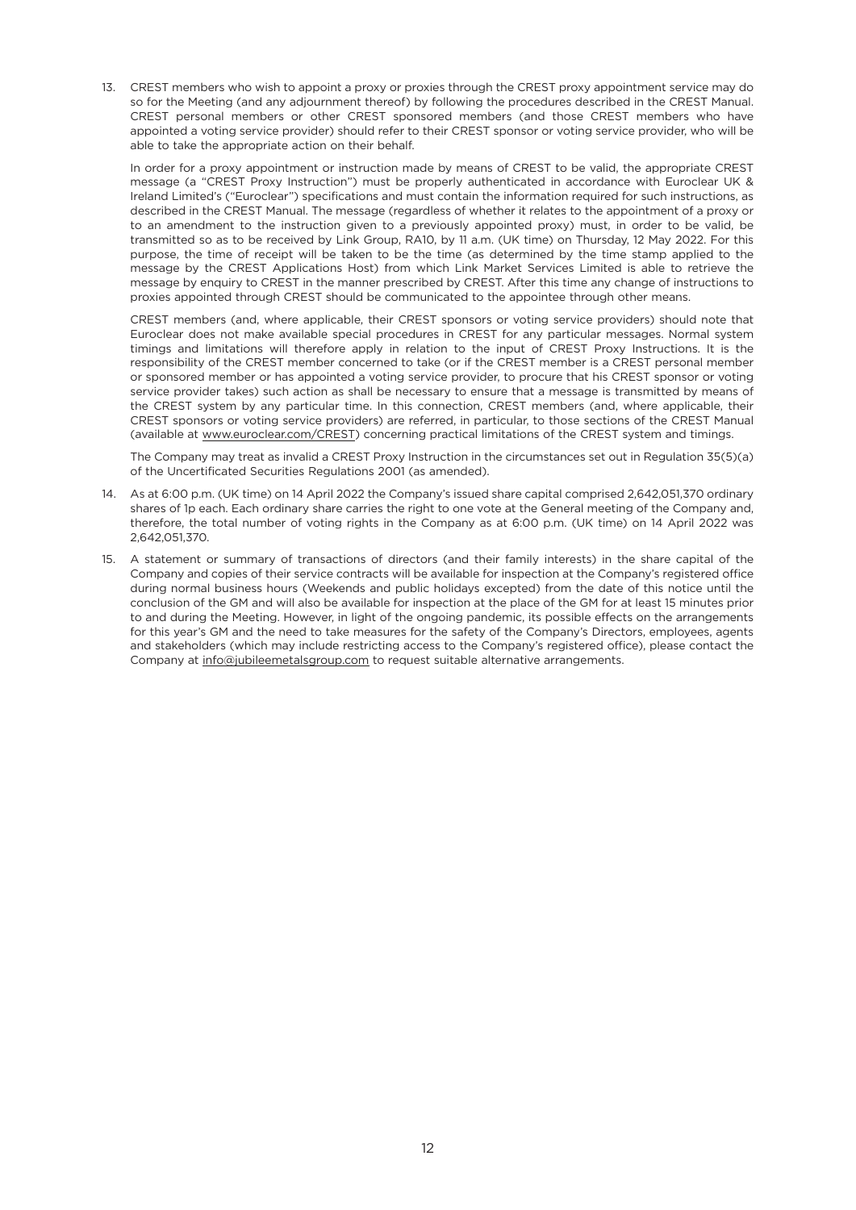13. CREST members who wish to appoint a proxy or proxies through the CREST proxy appointment service may do so for the Meeting (and any adjournment thereof) by following the procedures described in the CREST Manual. CREST personal members or other CREST sponsored members (and those CREST members who have appointed a voting service provider) should refer to their CREST sponsor or voting service provider, who will be able to take the appropriate action on their behalf.

    In order for a proxy appointment or instruction made by means of CREST to be valid, the appropriate CREST message (a "CREST Proxy Instruction") must be properly authenticated in accordance with Euroclear UK & Ireland Limited's ("Euroclear") specifications and must contain the information required for such instructions, as described in the CREST Manual. The message (regardless of whether it relates to the appointment of a proxy or to an amendment to the instruction given to a previously appointed proxy) must, in order to be valid, be transmitted so as to be received by Link Group, RA10, by 11 a.m. (UK time) on Thursday, 12 May 2022. For this purpose, the time of receipt will be taken to be the time (as determined by the time stamp applied to the message by the CREST Applications Host) from which Link Market Services Limited is able to retrieve the message by enquiry to CREST in the manner prescribed by CREST. After this time any change of instructions to proxies appointed through CREST should be communicated to the appointee through other means.

    CREST members (and, where applicable, their CREST sponsors or voting service providers) should note that Euroclear does not make available special procedures in CREST for any particular messages. Normal system timings and limitations will therefore apply in relation to the input of CREST Proxy Instructions. It is the responsibility of the CREST member concerned to take (or if the CREST member is a CREST personal member or sponsored member or has appointed a voting service provider, to procure that his CREST sponsor or voting service provider takes) such action as shall be necessary to ensure that a message is transmitted by means of the CREST system by any particular time. In this connection, CREST members (and, where applicable, their CREST sponsors or voting service providers) are referred, in particular, to those sections of the CREST Manual (available at www.euroclear.com/CREST) concerning practical limitations of the CREST system and timings.

    The Company may treat as invalid a CREST Proxy Instruction in the circumstances set out in Regulation 35(5)(a) of the Uncertificated Securities Regulations 2001 (as amended).

14. As at 6:00 p.m. (UK time) on 14 April 2022 the Company's issued share capital comprised 2,642,051,370 ordinary shares of 1p each. Each ordinary share carries the right to one vote at the General meeting of the Company and, therefore, the total number of voting rights in the Company as at 6:00 p.m. (UK time) on 14 April 2022 was 2,642,051,370.

15. A statement or summary of transactions of directors (and their family interests) in the share capital of the Company and copies of their service contracts will be available for inspection at the Company's registered office during normal business hours (Weekends and public holidays excepted) from the date of this notice until the conclusion of the GM and will also be available for inspection at the place of the GM for at least 15 minutes prior to and during the Meeting. However, in light of the ongoing pandemic, its possible effects on the arrangements for this year's GM and the need to take measures for the safety of the Company's Directors, employees, agents and stakeholders (which may include restricting access to the Company's registered office), please contact the Company at info@jubileemetalsgroup.com to request suitable alternative arrangements.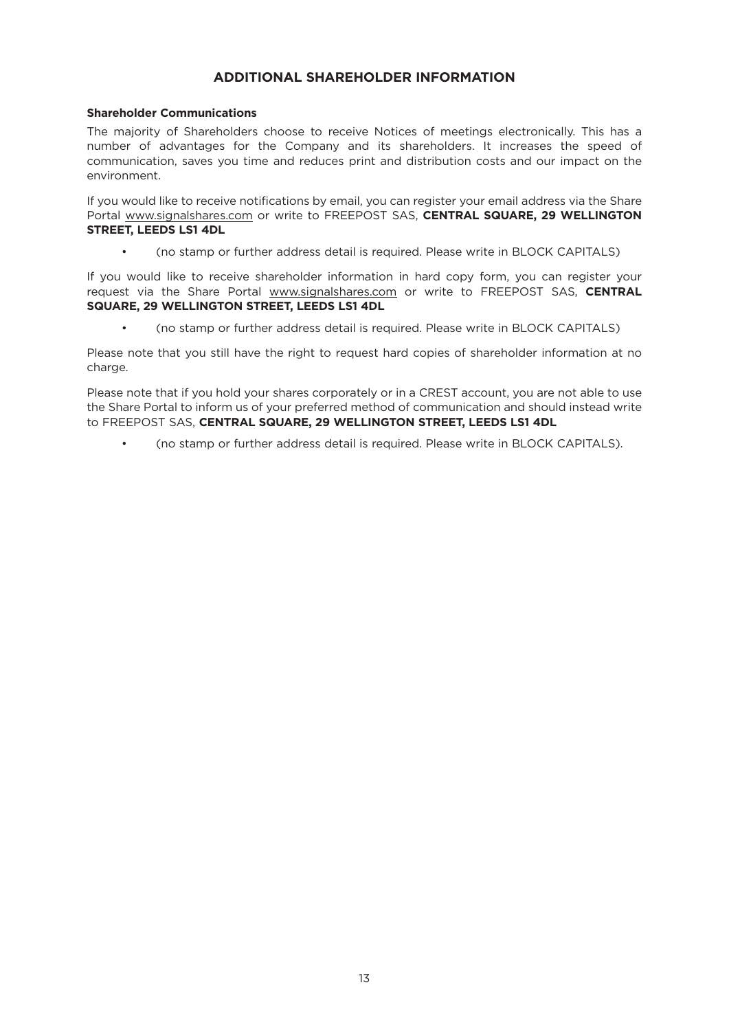# ADDITIONAL SHAREHOLDER INFORMATION

**Shareholder Communications**

The majority of Shareholders choose to receive Notices of meetings electronically. This has a number of advantages for the Company and its shareholders. It increases the speed of communication, saves you time and reduces print and distribution costs and our impact on the environment.

If you would like to receive notifications by email, you can register your email address via the Share Portal www.signalshares.com or write to FREEPOST SAS, **CENTRAL SQUARE, 29 WELLINGTON STREET, LEEDS LS1 4DL**

- (no stamp or further address detail is required. Please write in BLOCK CAPITALS)

If you would like to receive shareholder information in hard copy form, you can register your request via the Share Portal www.signalshares.com or write to FREEPOST SAS, **CENTRAL SQUARE, 29 WELLINGTON STREET, LEEDS LS1 4DL**

- (no stamp or further address detail is required. Please write in BLOCK CAPITALS)

Please note that you still have the right to request hard copies of shareholder information at no charge.

Please note that if you hold your shares corporately or in a CREST account, you are not able to use the Share Portal to inform us of your preferred method of communication and should instead write to FREEPOST SAS, **CENTRAL SQUARE, 29 WELLINGTON STREET, LEEDS LS1 4DL**

- (no stamp or further address detail is required. Please write in BLOCK CAPITALS).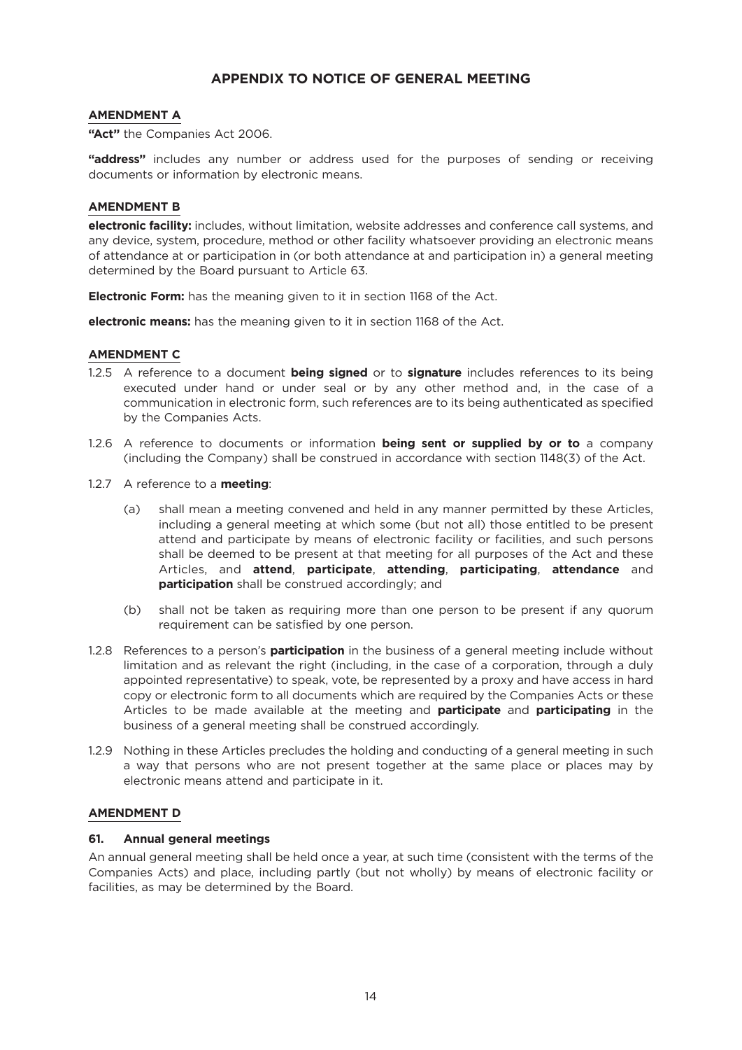# APPENDIX TO NOTICE OF GENERAL MEETING

## AMENDMENT A

**"Act"** the Companies Act 2006.

**"address"** includes any number or address used for the purposes of sending or receiving documents or information by electronic means.

## AMENDMENT B

**electronic facility:** includes, without limitation, website addresses and conference call systems, and any device, system, procedure, method or other facility whatsoever providing an electronic means of attendance at or participation in (or both attendance at and participation in) a general meeting determined by the Board pursuant to Article 63.

**Electronic Form:** has the meaning given to it in section 1168 of the Act.

**electronic means:** has the meaning given to it in section 1168 of the Act.

## AMENDMENT C

1.2.5 A reference to a document **being signed** or to **signature** includes references to its being executed under hand or under seal or by any other method and, in the case of a communication in electronic form, such references are to its being authenticated as specified by the Companies Acts.

1.2.6 A reference to documents or information **being sent or supplied by or to** a company (including the Company) shall be construed in accordance with section 1148(3) of the Act.

1.2.7 A reference to a **meeting**:

(a) shall mean a meeting convened and held in any manner permitted by these Articles, including a general meeting at which some (but not all) those entitled to be present attend and participate by means of electronic facility or facilities, and such persons shall be deemed to be present at that meeting for all purposes of the Act and these Articles, and **attend**, **participate**, **attending**, **participating**, **attendance** and **participation** shall be construed accordingly; and

(b) shall not be taken as requiring more than one person to be present if any quorum requirement can be satisfied by one person.

1.2.8 References to a person's **participation** in the business of a general meeting include without limitation and as relevant the right (including, in the case of a corporation, through a duly appointed representative) to speak, vote, be represented by a proxy and have access in hard copy or electronic form to all documents which are required by the Companies Acts or these Articles to be made available at the meeting and **participate** and **participating** in the business of a general meeting shall be construed accordingly.

1.2.9 Nothing in these Articles precludes the holding and conducting of a general meeting in such a way that persons who are not present together at the same place or places may by electronic means attend and participate in it.

## AMENDMENT D

### 61. Annual general meetings

An annual general meeting shall be held once a year, at such time (consistent with the terms of the Companies Acts) and place, including partly (but not wholly) by means of electronic facility or facilities, as may be determined by the Board.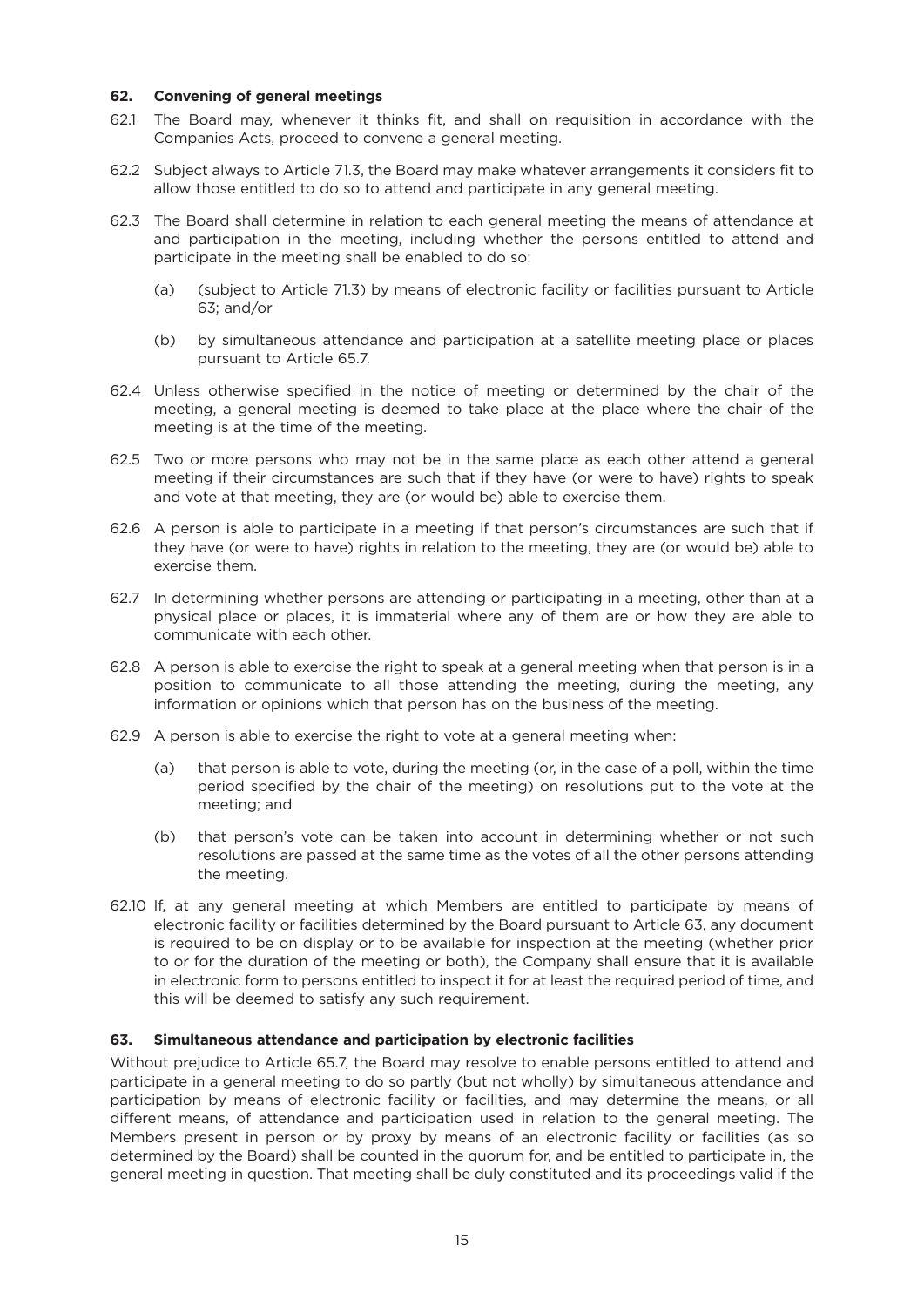### 62. Convening of general meetings

62.1 The Board may, whenever it thinks fit, and shall on requisition in accordance with the Companies Acts, proceed to convene a general meeting.

62.2 Subject always to Article 71.3, the Board may make whatever arrangements it considers fit to allow those entitled to do so to attend and participate in any general meeting.

62.3 The Board shall determine in relation to each general meeting the means of attendance at and participation in the meeting, including whether the persons entitled to attend and participate in the meeting shall be enabled to do so:

(a) (subject to Article 71.3) by means of electronic facility or facilities pursuant to Article 63; and/or

(b) by simultaneous attendance and participation at a satellite meeting place or places pursuant to Article 65.7.

62.4 Unless otherwise specified in the notice of meeting or determined by the chair of the meeting, a general meeting is deemed to take place at the place where the chair of the meeting is at the time of the meeting.

62.5 Two or more persons who may not be in the same place as each other attend a general meeting if their circumstances are such that if they have (or were to have) rights to speak and vote at that meeting, they are (or would be) able to exercise them.

62.6 A person is able to participate in a meeting if that person's circumstances are such that if they have (or were to have) rights in relation to the meeting, they are (or would be) able to exercise them.

62.7 In determining whether persons are attending or participating in a meeting, other than at a physical place or places, it is immaterial where any of them are or how they are able to communicate with each other.

62.8 A person is able to exercise the right to speak at a general meeting when that person is in a position to communicate to all those attending the meeting, during the meeting, any information or opinions which that person has on the business of the meeting.

62.9 A person is able to exercise the right to vote at a general meeting when:

(a) that person is able to vote, during the meeting (or, in the case of a poll, within the time period specified by the chair of the meeting) on resolutions put to the vote at the meeting; and

(b) that person's vote can be taken into account in determining whether or not such resolutions are passed at the same time as the votes of all the other persons attending the meeting.

62.10 If, at any general meeting at which Members are entitled to participate by means of electronic facility or facilities determined by the Board pursuant to Article 63, any document is required to be on display or to be available for inspection at the meeting (whether prior to or for the duration of the meeting or both), the Company shall ensure that it is available in electronic form to persons entitled to inspect it for at least the required period of time, and this will be deemed to satisfy any such requirement.

### 63. Simultaneous attendance and participation by electronic facilities

Without prejudice to Article 65.7, the Board may resolve to enable persons entitled to attend and participate in a general meeting to do so partly (but not wholly) by simultaneous attendance and participation by means of electronic facility or facilities, and may determine the means, or all different means, of attendance and participation used in relation to the general meeting. The Members present in person or by proxy by means of an electronic facility or facilities (as so determined by the Board) shall be counted in the quorum for, and be entitled to participate in, the general meeting in question. That meeting shall be duly constituted and its proceedings valid if the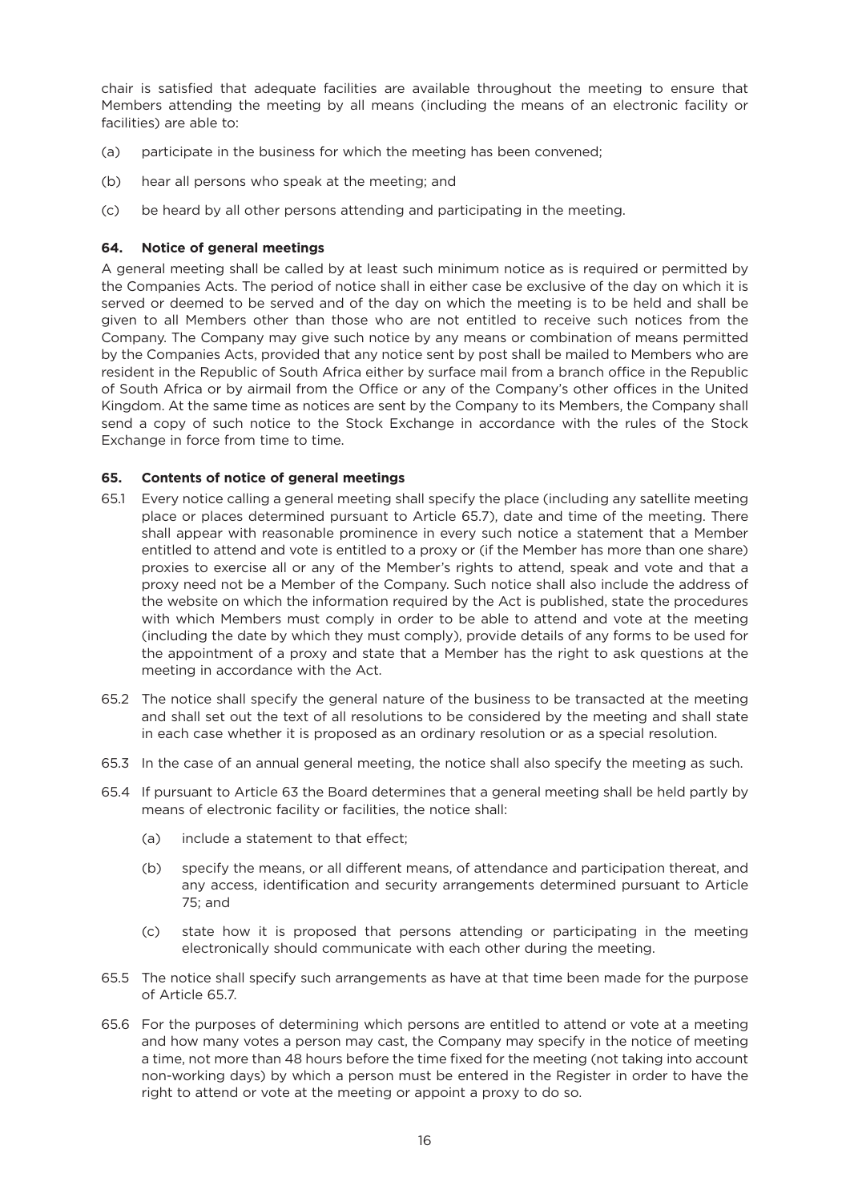chair is satisfied that adequate facilities are available throughout the meeting to ensure that Members attending the meeting by all means (including the means of an electronic facility or facilities) are able to:

(a) participate in the business for which the meeting has been convened;

(b) hear all persons who speak at the meeting; and

(c) be heard by all other persons attending and participating in the meeting.

**64. Notice of general meetings**

A general meeting shall be called by at least such minimum notice as is required or permitted by the Companies Acts. The period of notice shall in either case be exclusive of the day on which it is served or deemed to be served and of the day on which the meeting is to be held and shall be given to all Members other than those who are not entitled to receive such notices from the Company. The Company may give such notice by any means or combination of means permitted by the Companies Acts, provided that any notice sent by post shall be mailed to Members who are resident in the Republic of South Africa either by surface mail from a branch office in the Republic of South Africa or by airmail from the Office or any of the Company's other offices in the United Kingdom. At the same time as notices are sent by the Company to its Members, the Company shall send a copy of such notice to the Stock Exchange in accordance with the rules of the Stock Exchange in force from time to time.

**65. Contents of notice of general meetings**

65.1 Every notice calling a general meeting shall specify the place (including any satellite meeting place or places determined pursuant to Article 65.7), date and time of the meeting. There shall appear with reasonable prominence in every such notice a statement that a Member entitled to attend and vote is entitled to a proxy or (if the Member has more than one share) proxies to exercise all or any of the Member's rights to attend, speak and vote and that a proxy need not be a Member of the Company. Such notice shall also include the address of the website on which the information required by the Act is published, state the procedures with which Members must comply in order to be able to attend and vote at the meeting (including the date by which they must comply), provide details of any forms to be used for the appointment of a proxy and state that a Member has the right to ask questions at the meeting in accordance with the Act.

65.2 The notice shall specify the general nature of the business to be transacted at the meeting and shall set out the text of all resolutions to be considered by the meeting and shall state in each case whether it is proposed as an ordinary resolution or as a special resolution.

65.3 In the case of an annual general meeting, the notice shall also specify the meeting as such.

65.4 If pursuant to Article 63 the Board determines that a general meeting shall be held partly by means of electronic facility or facilities, the notice shall:

(a) include a statement to that effect;

(b) specify the means, or all different means, of attendance and participation thereat, and any access, identification and security arrangements determined pursuant to Article 75; and

(c) state how it is proposed that persons attending or participating in the meeting electronically should communicate with each other during the meeting.

65.5 The notice shall specify such arrangements as have at that time been made for the purpose of Article 65.7.

65.6 For the purposes of determining which persons are entitled to attend or vote at a meeting and how many votes a person may cast, the Company may specify in the notice of meeting a time, not more than 48 hours before the time fixed for the meeting (not taking into account non-working days) by which a person must be entered in the Register in order to have the right to attend or vote at the meeting or appoint a proxy to do so.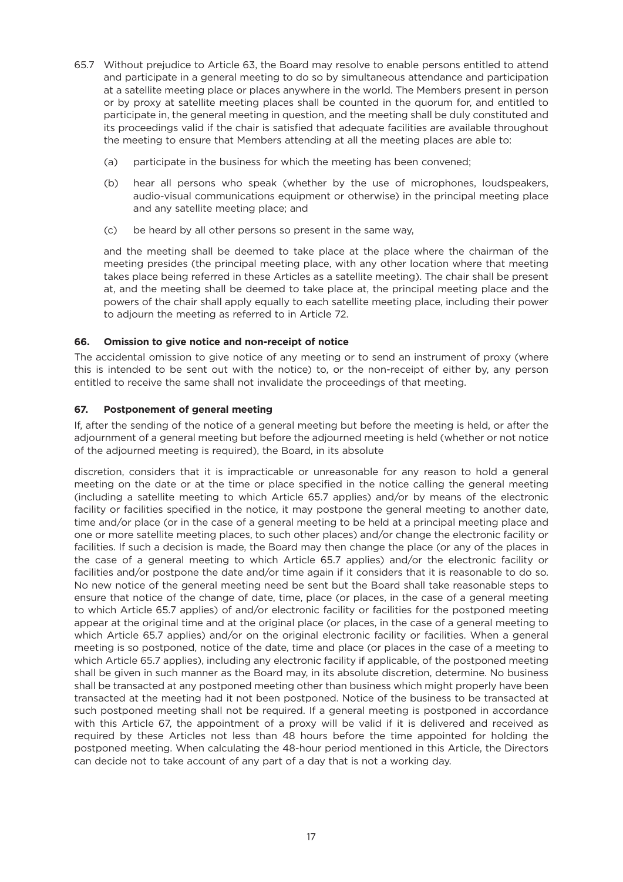65.7 Without prejudice to Article 63, the Board may resolve to enable persons entitled to attend and participate in a general meeting to do so by simultaneous attendance and participation at a satellite meeting place or places anywhere in the world. The Members present in person or by proxy at satellite meeting places shall be counted in the quorum for, and entitled to participate in, the general meeting in question, and the meeting shall be duly constituted and its proceedings valid if the chair is satisfied that adequate facilities are available throughout the meeting to ensure that Members attending at all the meeting places are able to:

(a) participate in the business for which the meeting has been convened;

(b) hear all persons who speak (whether by the use of microphones, loudspeakers, audio-visual communications equipment or otherwise) in the principal meeting place and any satellite meeting place; and

(c) be heard by all other persons so present in the same way,

and the meeting shall be deemed to take place at the place where the chairman of the meeting presides (the principal meeting place, with any other location where that meeting takes place being referred in these Articles as a satellite meeting). The chair shall be present at, and the meeting shall be deemed to take place at, the principal meeting place and the powers of the chair shall apply equally to each satellite meeting place, including their power to adjourn the meeting as referred to in Article 72.

### 66. Omission to give notice and non-receipt of notice

The accidental omission to give notice of any meeting or to send an instrument of proxy (where this is intended to be sent out with the notice) to, or the non-receipt of either by, any person entitled to receive the same shall not invalidate the proceedings of that meeting.

### 67. Postponement of general meeting

If, after the sending of the notice of a general meeting but before the meeting is held, or after the adjournment of a general meeting but before the adjourned meeting is held (whether or not notice of the adjourned meeting is required), the Board, in its absolute discretion, considers that it is impracticable or unreasonable for any reason to hold a general meeting on the date or at the time or place specified in the notice calling the general meeting (including a satellite meeting to which Article 65.7 applies) and/or by means of the electronic facility or facilities specified in the notice, it may postpone the general meeting to another date, time and/or place (or in the case of a general meeting to be held at a principal meeting place and one or more satellite meeting places, to such other places) and/or change the electronic facility or facilities. If such a decision is made, the Board may then change the place (or any of the places in the case of a general meeting to which Article 65.7 applies) and/or the electronic facility or facilities and/or postpone the date and/or time again if it considers that it is reasonable to do so. No new notice of the general meeting need be sent but the Board shall take reasonable steps to ensure that notice of the change of date, time, place (or places, in the case of a general meeting to which Article 65.7 applies) of and/or electronic facility or facilities for the postponed meeting appear at the original time and at the original place (or places, in the case of a general meeting to which Article 65.7 applies) and/or on the original electronic facility or facilities. When a general meeting is so postponed, notice of the date, time and place (or places in the case of a meeting to which Article 65.7 applies), including any electronic facility if applicable, of the postponed meeting shall be given in such manner as the Board may, in its absolute discretion, determine. No business shall be transacted at any postponed meeting other than business which might properly have been transacted at the meeting had it not been postponed. Notice of the business to be transacted at such postponed meeting shall not be required. If a general meeting is postponed in accordance with this Article 67, the appointment of a proxy will be valid if it is delivered and received as required by these Articles not less than 48 hours before the time appointed for holding the postponed meeting. When calculating the 48-hour period mentioned in this Article, the Directors can decide not to take account of any part of a day that is not a working day.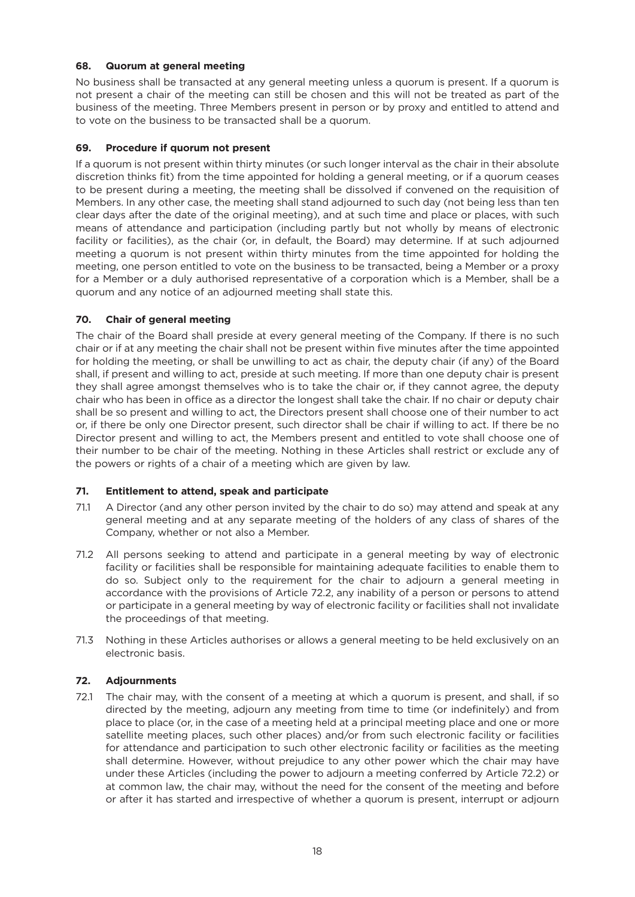### 68. Quorum at general meeting

No business shall be transacted at any general meeting unless a quorum is present. If a quorum is not present a chair of the meeting can still be chosen and this will not be treated as part of the business of the meeting. Three Members present in person or by proxy and entitled to attend and to vote on the business to be transacted shall be a quorum.

### 69. Procedure if quorum not present

If a quorum is not present within thirty minutes (or such longer interval as the chair in their absolute discretion thinks fit) from the time appointed for holding a general meeting, or if a quorum ceases to be present during a meeting, the meeting shall be dissolved if convened on the requisition of Members. In any other case, the meeting shall stand adjourned to such day (not being less than ten clear days after the date of the original meeting), and at such time and place or places, with such means of attendance and participation (including partly but not wholly by means of electronic facility or facilities), as the chair (or, in default, the Board) may determine. If at such adjourned meeting a quorum is not present within thirty minutes from the time appointed for holding the meeting, one person entitled to vote on the business to be transacted, being a Member or a proxy for a Member or a duly authorised representative of a corporation which is a Member, shall be a quorum and any notice of an adjourned meeting shall state this.

### 70. Chair of general meeting

The chair of the Board shall preside at every general meeting of the Company. If there is no such chair or if at any meeting the chair shall not be present within five minutes after the time appointed for holding the meeting, or shall be unwilling to act as chair, the deputy chair (if any) of the Board shall, if present and willing to act, preside at such meeting. If more than one deputy chair is present they shall agree amongst themselves who is to take the chair or, if they cannot agree, the deputy chair who has been in office as a director the longest shall take the chair. If no chair or deputy chair shall be so present and willing to act, the Directors present shall choose one of their number to act or, if there be only one Director present, such director shall be chair if willing to act. If there be no Director present and willing to act, the Members present and entitled to vote shall choose one of their number to be chair of the meeting. Nothing in these Articles shall restrict or exclude any of the powers or rights of a chair of a meeting which are given by law.

### 71. Entitlement to attend, speak and participate

71.1 A Director (and any other person invited by the chair to do so) may attend and speak at any general meeting and at any separate meeting of the holders of any class of shares of the Company, whether or not also a Member.

71.2 All persons seeking to attend and participate in a general meeting by way of electronic facility or facilities shall be responsible for maintaining adequate facilities to enable them to do so. Subject only to the requirement for the chair to adjourn a general meeting in accordance with the provisions of Article 72.2, any inability of a person or persons to attend or participate in a general meeting by way of electronic facility or facilities shall not invalidate the proceedings of that meeting.

71.3 Nothing in these Articles authorises or allows a general meeting to be held exclusively on an electronic basis.

### 72. Adjournments

72.1 The chair may, with the consent of a meeting at which a quorum is present, and shall, if so directed by the meeting, adjourn any meeting from time to time (or indefinitely) and from place to place (or, in the case of a meeting held at a principal meeting place and one or more satellite meeting places, such other places) and/or from such electronic facility or facilities for attendance and participation to such other electronic facility or facilities as the meeting shall determine. However, without prejudice to any other power which the chair may have under these Articles (including the power to adjourn a meeting conferred by Article 72.2) or at common law, the chair may, without the need for the consent of the meeting and before or after it has started and irrespective of whether a quorum is present, interrupt or adjourn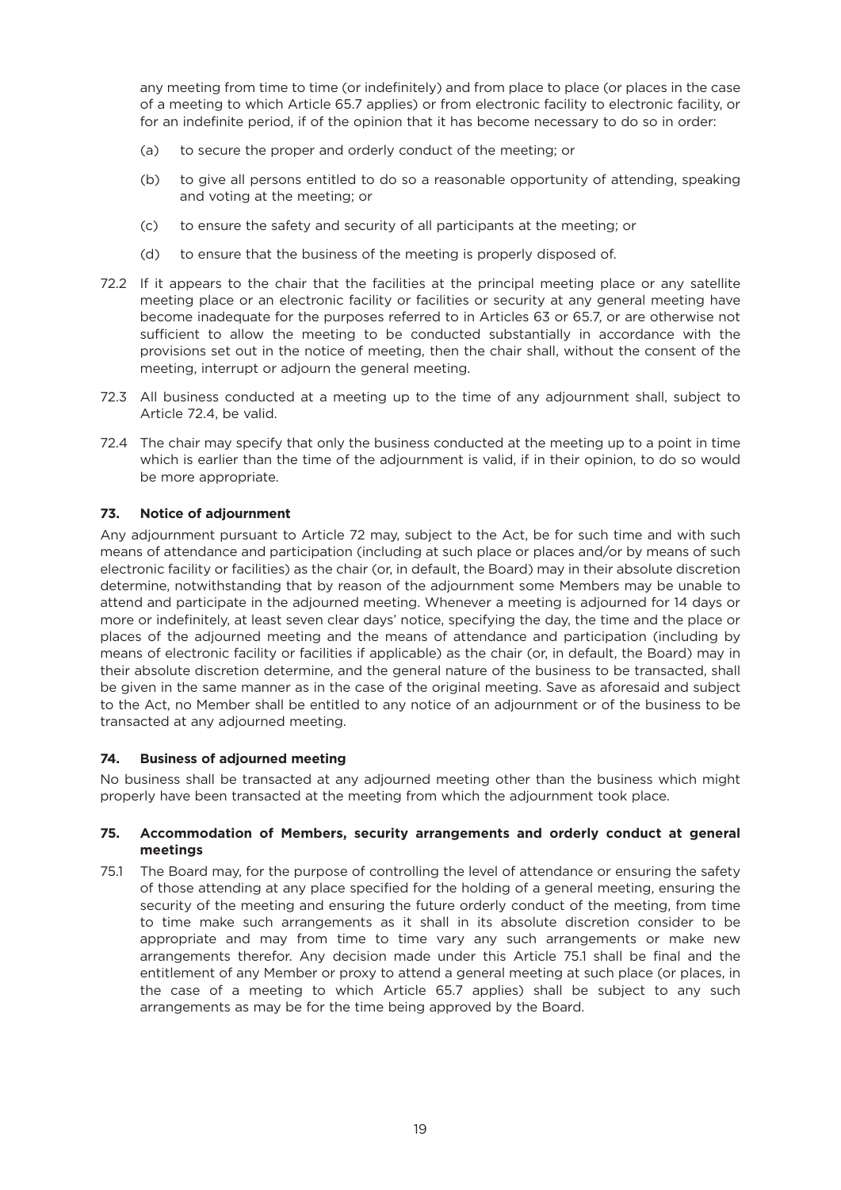any meeting from time to time (or indefinitely) and from place to place (or places in the case of a meeting to which Article 65.7 applies) or from electronic facility to electronic facility, or for an indefinite period, if of the opinion that it has become necessary to do so in order:

(a) to secure the proper and orderly conduct of the meeting; or

(b) to give all persons entitled to do so a reasonable opportunity of attending, speaking and voting at the meeting; or

(c) to ensure the safety and security of all participants at the meeting; or

(d) to ensure that the business of the meeting is properly disposed of.

72.2 If it appears to the chair that the facilities at the principal meeting place or any satellite meeting place or an electronic facility or facilities or security at any general meeting have become inadequate for the purposes referred to in Articles 63 or 65.7, or are otherwise not sufficient to allow the meeting to be conducted substantially in accordance with the provisions set out in the notice of meeting, then the chair shall, without the consent of the meeting, interrupt or adjourn the general meeting.

72.3 All business conducted at a meeting up to the time of any adjournment shall, subject to Article 72.4, be valid.

72.4 The chair may specify that only the business conducted at the meeting up to a point in time which is earlier than the time of the adjournment is valid, if in their opinion, to do so would be more appropriate.

### 73. Notice of adjournment

Any adjournment pursuant to Article 72 may, subject to the Act, be for such time and with such means of attendance and participation (including at such place or places and/or by means of such electronic facility or facilities) as the chair (or, in default, the Board) may in their absolute discretion determine, notwithstanding that by reason of the adjournment some Members may be unable to attend and participate in the adjourned meeting. Whenever a meeting is adjourned for 14 days or more or indefinitely, at least seven clear days' notice, specifying the day, the time and the place or places of the adjourned meeting and the means of attendance and participation (including by means of electronic facility or facilities if applicable) as the chair (or, in default, the Board) may in their absolute discretion determine, and the general nature of the business to be transacted, shall be given in the same manner as in the case of the original meeting. Save as aforesaid and subject to the Act, no Member shall be entitled to any notice of an adjournment or of the business to be transacted at any adjourned meeting.

### 74. Business of adjourned meeting

No business shall be transacted at any adjourned meeting other than the business which might properly have been transacted at the meeting from which the adjournment took place.

### 75. Accommodation of Members, security arrangements and orderly conduct at general meetings

75.1 The Board may, for the purpose of controlling the level of attendance or ensuring the safety of those attending at any place specified for the holding of a general meeting, ensuring the security of the meeting and ensuring the future orderly conduct of the meeting, from time to time make such arrangements as it shall in its absolute discretion consider to be appropriate and may from time to time vary any such arrangements or make new arrangements therefor. Any decision made under this Article 75.1 shall be final and the entitlement of any Member or proxy to attend a general meeting at such place (or places, in the case of a meeting to which Article 65.7 applies) shall be subject to any such arrangements as may be for the time being approved by the Board.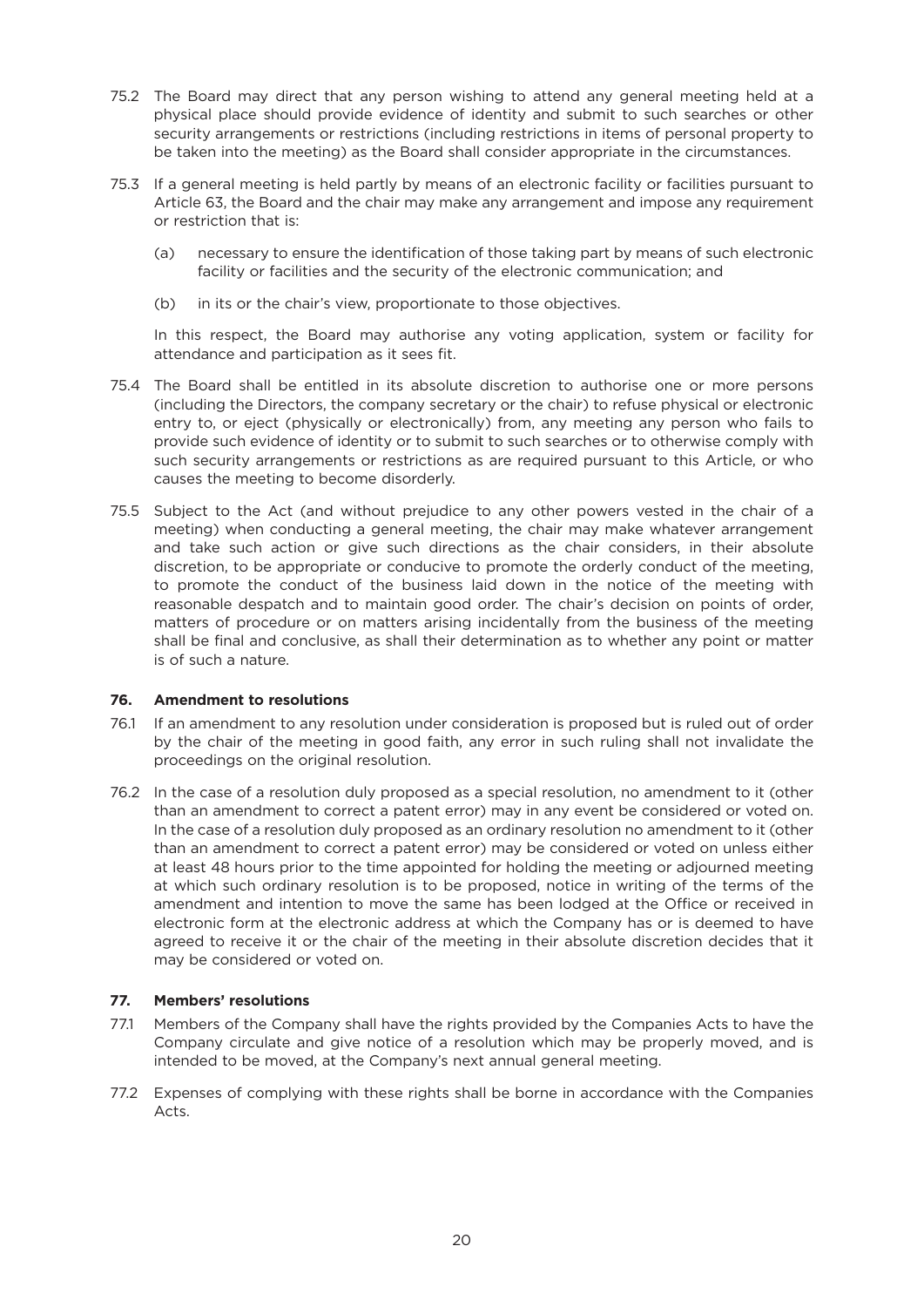75.2 The Board may direct that any person wishing to attend any general meeting held at a physical place should provide evidence of identity and submit to such searches or other security arrangements or restrictions (including restrictions in items of personal property to be taken into the meeting) as the Board shall consider appropriate in the circumstances.

75.3 If a general meeting is held partly by means of an electronic facility or facilities pursuant to Article 63, the Board and the chair may make any arrangement and impose any requirement or restriction that is:

(a) necessary to ensure the identification of those taking part by means of such electronic facility or facilities and the security of the electronic communication; and

(b) in its or the chair's view, proportionate to those objectives.

In this respect, the Board may authorise any voting application, system or facility for attendance and participation as it sees fit.

75.4 The Board shall be entitled in its absolute discretion to authorise one or more persons (including the Directors, the company secretary or the chair) to refuse physical or electronic entry to, or eject (physically or electronically) from, any meeting any person who fails to provide such evidence of identity or to submit to such searches or to otherwise comply with such security arrangements or restrictions as are required pursuant to this Article, or who causes the meeting to become disorderly.

75.5 Subject to the Act (and without prejudice to any other powers vested in the chair of a meeting) when conducting a general meeting, the chair may make whatever arrangement and take such action or give such directions as the chair considers, in their absolute discretion, to be appropriate or conducive to promote the orderly conduct of the meeting, to promote the conduct of the business laid down in the notice of the meeting with reasonable despatch and to maintain good order. The chair's decision on points of order, matters of procedure or on matters arising incidentally from the business of the meeting shall be final and conclusive, as shall their determination as to whether any point or matter is of such a nature.

### 76. Amendment to resolutions

76.1 If an amendment to any resolution under consideration is proposed but is ruled out of order by the chair of the meeting in good faith, any error in such ruling shall not invalidate the proceedings on the original resolution.

76.2 In the case of a resolution duly proposed as a special resolution, no amendment to it (other than an amendment to correct a patent error) may in any event be considered or voted on. In the case of a resolution duly proposed as an ordinary resolution no amendment to it (other than an amendment to correct a patent error) may be considered or voted on unless either at least 48 hours prior to the time appointed for holding the meeting or adjourned meeting at which such ordinary resolution is to be proposed, notice in writing of the terms of the amendment and intention to move the same has been lodged at the Office or received in electronic form at the electronic address at which the Company has or is deemed to have agreed to receive it or the chair of the meeting in their absolute discretion decides that it may be considered or voted on.

### 77. Members' resolutions

77.1 Members of the Company shall have the rights provided by the Companies Acts to have the Company circulate and give notice of a resolution which may be properly moved, and is intended to be moved, at the Company's next annual general meeting.

77.2 Expenses of complying with these rights shall be borne in accordance with the Companies Acts.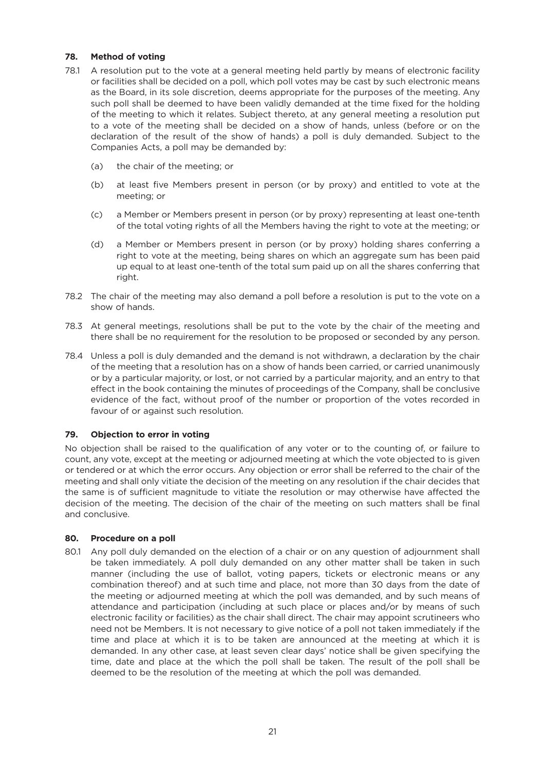### 78. Method of voting

78.1 A resolution put to the vote at a general meeting held partly by means of electronic facility or facilities shall be decided on a poll, which poll votes may be cast by such electronic means as the Board, in its sole discretion, deems appropriate for the purposes of the meeting. Any such poll shall be deemed to have been validly demanded at the time fixed for the holding of the meeting to which it relates. Subject thereto, at any general meeting a resolution put to a vote of the meeting shall be decided on a show of hands, unless (before or on the declaration of the result of the show of hands) a poll is duly demanded. Subject to the Companies Acts, a poll may be demanded by:

(a) the chair of the meeting; or

(b) at least five Members present in person (or by proxy) and entitled to vote at the meeting; or

(c) a Member or Members present in person (or by proxy) representing at least one-tenth of the total voting rights of all the Members having the right to vote at the meeting; or

(d) a Member or Members present in person (or by proxy) holding shares conferring a right to vote at the meeting, being shares on which an aggregate sum has been paid up equal to at least one-tenth of the total sum paid up on all the shares conferring that right.

78.2 The chair of the meeting may also demand a poll before a resolution is put to the vote on a show of hands.

78.3 At general meetings, resolutions shall be put to the vote by the chair of the meeting and there shall be no requirement for the resolution to be proposed or seconded by any person.

78.4 Unless a poll is duly demanded and the demand is not withdrawn, a declaration by the chair of the meeting that a resolution has on a show of hands been carried, or carried unanimously or by a particular majority, or lost, or not carried by a particular majority, and an entry to that effect in the book containing the minutes of proceedings of the Company, shall be conclusive evidence of the fact, without proof of the number or proportion of the votes recorded in favour of or against such resolution.

### 79. Objection to error in voting

No objection shall be raised to the qualification of any voter or to the counting of, or failure to count, any vote, except at the meeting or adjourned meeting at which the vote objected to is given or tendered or at which the error occurs. Any objection or error shall be referred to the chair of the meeting and shall only vitiate the decision of the meeting on any resolution if the chair decides that the same is of sufficient magnitude to vitiate the resolution or may otherwise have affected the decision of the meeting. The decision of the chair of the meeting on such matters shall be final and conclusive.

### 80. Procedure on a poll

80.1 Any poll duly demanded on the election of a chair or on any question of adjournment shall be taken immediately. A poll duly demanded on any other matter shall be taken in such manner (including the use of ballot, voting papers, tickets or electronic means or any combination thereof) and at such time and place, not more than 30 days from the date of the meeting or adjourned meeting at which the poll was demanded, and by such means of attendance and participation (including at such place or places and/or by means of such electronic facility or facilities) as the chair shall direct. The chair may appoint scrutineers who need not be Members. It is not necessary to give notice of a poll not taken immediately if the time and place at which it is to be taken are announced at the meeting at which it is demanded. In any other case, at least seven clear days' notice shall be given specifying the time, date and place at the which the poll shall be taken. The result of the poll shall be deemed to be the resolution of the meeting at which the poll was demanded.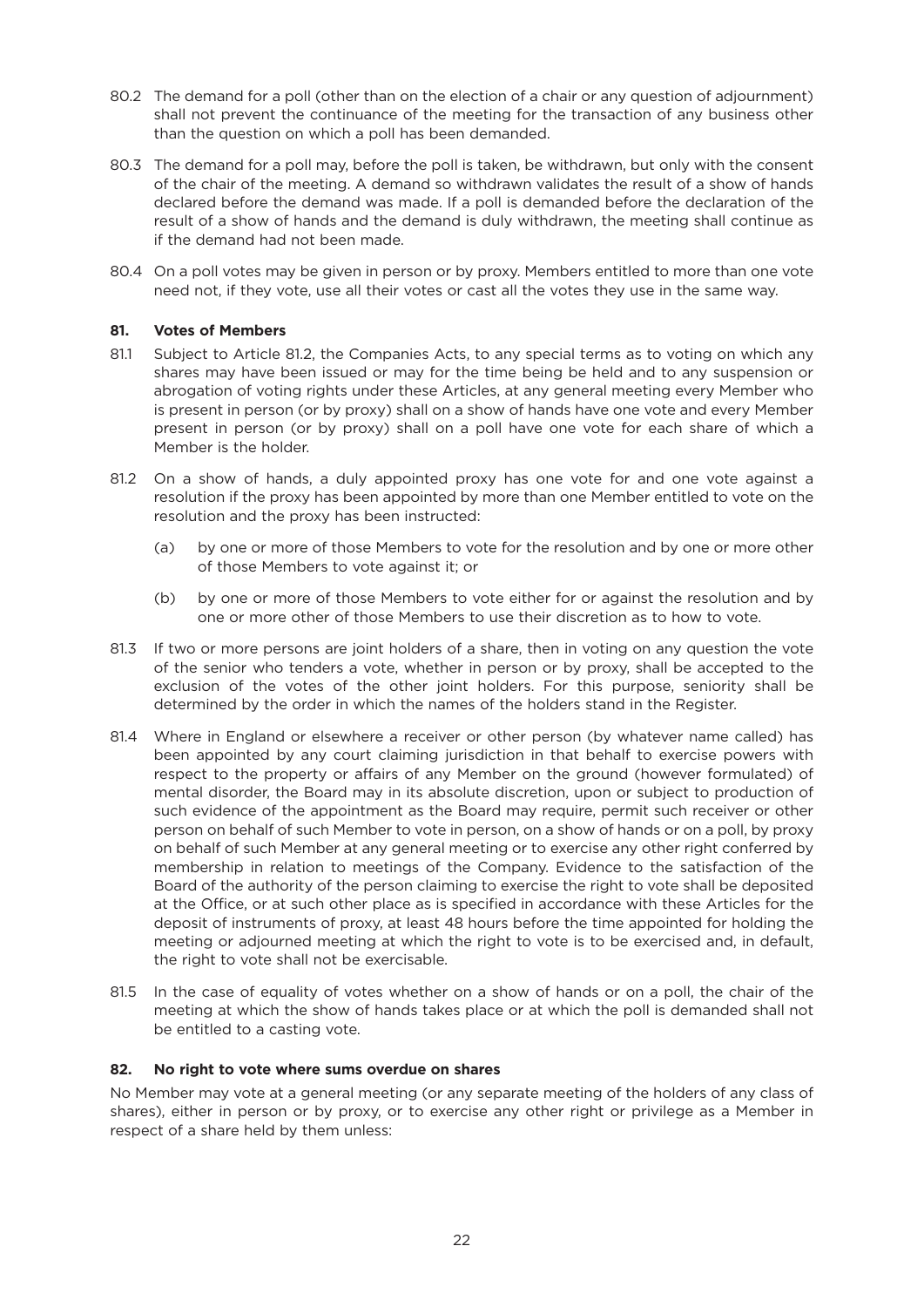80.2 The demand for a poll (other than on the election of a chair or any question of adjournment) shall not prevent the continuance of the meeting for the transaction of any business other than the question on which a poll has been demanded.

80.3 The demand for a poll may, before the poll is taken, be withdrawn, but only with the consent of the chair of the meeting. A demand so withdrawn validates the result of a show of hands declared before the demand was made. If a poll is demanded before the declaration of the result of a show of hands and the demand is duly withdrawn, the meeting shall continue as if the demand had not been made.

80.4 On a poll votes may be given in person or by proxy. Members entitled to more than one vote need not, if they vote, use all their votes or cast all the votes they use in the same way.

### 81. Votes of Members

81.1 Subject to Article 81.2, the Companies Acts, to any special terms as to voting on which any shares may have been issued or may for the time being be held and to any suspension or abrogation of voting rights under these Articles, at any general meeting every Member who is present in person (or by proxy) shall on a show of hands have one vote and every Member present in person (or by proxy) shall on a poll have one vote for each share of which a Member is the holder.

81.2 On a show of hands, a duly appointed proxy has one vote for and one vote against a resolution if the proxy has been appointed by more than one Member entitled to vote on the resolution and the proxy has been instructed:

(a) by one or more of those Members to vote for the resolution and by one or more other of those Members to vote against it; or

(b) by one or more of those Members to vote either for or against the resolution and by one or more other of those Members to use their discretion as to how to vote.

81.3 If two or more persons are joint holders of a share, then in voting on any question the vote of the senior who tenders a vote, whether in person or by proxy, shall be accepted to the exclusion of the votes of the other joint holders. For this purpose, seniority shall be determined by the order in which the names of the holders stand in the Register.

81.4 Where in England or elsewhere a receiver or other person (by whatever name called) has been appointed by any court claiming jurisdiction in that behalf to exercise powers with respect to the property or affairs of any Member on the ground (however formulated) of mental disorder, the Board may in its absolute discretion, upon or subject to production of such evidence of the appointment as the Board may require, permit such receiver or other person on behalf of such Member to vote in person, on a show of hands or on a poll, by proxy on behalf of such Member at any general meeting or to exercise any other right conferred by membership in relation to meetings of the Company. Evidence to the satisfaction of the Board of the authority of the person claiming to exercise the right to vote shall be deposited at the Office, or at such other place as is specified in accordance with these Articles for the deposit of instruments of proxy, at least 48 hours before the time appointed for holding the meeting or adjourned meeting at which the right to vote is to be exercised and, in default, the right to vote shall not be exercisable.

81.5 In the case of equality of votes whether on a show of hands or on a poll, the chair of the meeting at which the show of hands takes place or at which the poll is demanded shall not be entitled to a casting vote.

### 82. No right to vote where sums overdue on shares

No Member may vote at a general meeting (or any separate meeting of the holders of any class of shares), either in person or by proxy, or to exercise any other right or privilege as a Member in respect of a share held by them unless: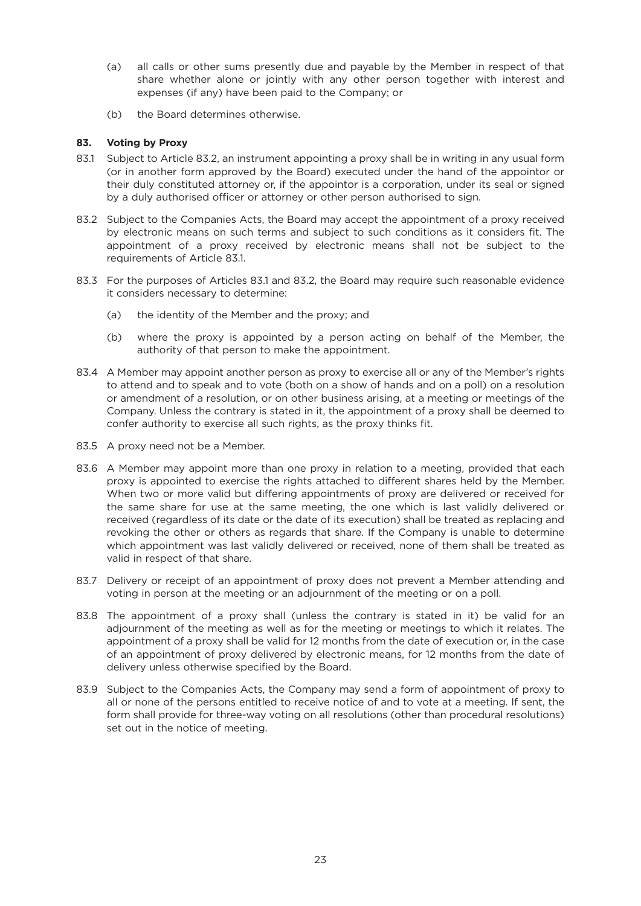(a) all calls or other sums presently due and payable by the Member in respect of that share whether alone or jointly with any other person together with interest and expenses (if any) have been paid to the Company; or

(b) the Board determines otherwise.

**83. Voting by Proxy**

83.1 Subject to Article 83.2, an instrument appointing a proxy shall be in writing in any usual form (or in another form approved by the Board) executed under the hand of the appointor or their duly constituted attorney or, if the appointor is a corporation, under its seal or signed by a duly authorised officer or attorney or other person authorised to sign.

83.2 Subject to the Companies Acts, the Board may accept the appointment of a proxy received by electronic means on such terms and subject to such conditions as it considers fit. The appointment of a proxy received by electronic means shall not be subject to the requirements of Article 83.1.

83.3 For the purposes of Articles 83.1 and 83.2, the Board may require such reasonable evidence it considers necessary to determine:

(a) the identity of the Member and the proxy; and

(b) where the proxy is appointed by a person acting on behalf of the Member, the authority of that person to make the appointment.

83.4 A Member may appoint another person as proxy to exercise all or any of the Member's rights to attend and to speak and to vote (both on a show of hands and on a poll) on a resolution or amendment of a resolution, or on other business arising, at a meeting or meetings of the Company. Unless the contrary is stated in it, the appointment of a proxy shall be deemed to confer authority to exercise all such rights, as the proxy thinks fit.

83.5 A proxy need not be a Member.

83.6 A Member may appoint more than one proxy in relation to a meeting, provided that each proxy is appointed to exercise the rights attached to different shares held by the Member. When two or more valid but differing appointments of proxy are delivered or received for the same share for use at the same meeting, the one which is last validly delivered or received (regardless of its date or the date of its execution) shall be treated as replacing and revoking the other or others as regards that share. If the Company is unable to determine which appointment was last validly delivered or received, none of them shall be treated as valid in respect of that share.

83.7 Delivery or receipt of an appointment of proxy does not prevent a Member attending and voting in person at the meeting or an adjournment of the meeting or on a poll.

83.8 The appointment of a proxy shall (unless the contrary is stated in it) be valid for an adjournment of the meeting as well as for the meeting or meetings to which it relates. The appointment of a proxy shall be valid for 12 months from the date of execution or, in the case of an appointment of proxy delivered by electronic means, for 12 months from the date of delivery unless otherwise specified by the Board.

83.9 Subject to the Companies Acts, the Company may send a form of appointment of proxy to all or none of the persons entitled to receive notice of and to vote at a meeting. If sent, the form shall provide for three-way voting on all resolutions (other than procedural resolutions) set out in the notice of meeting.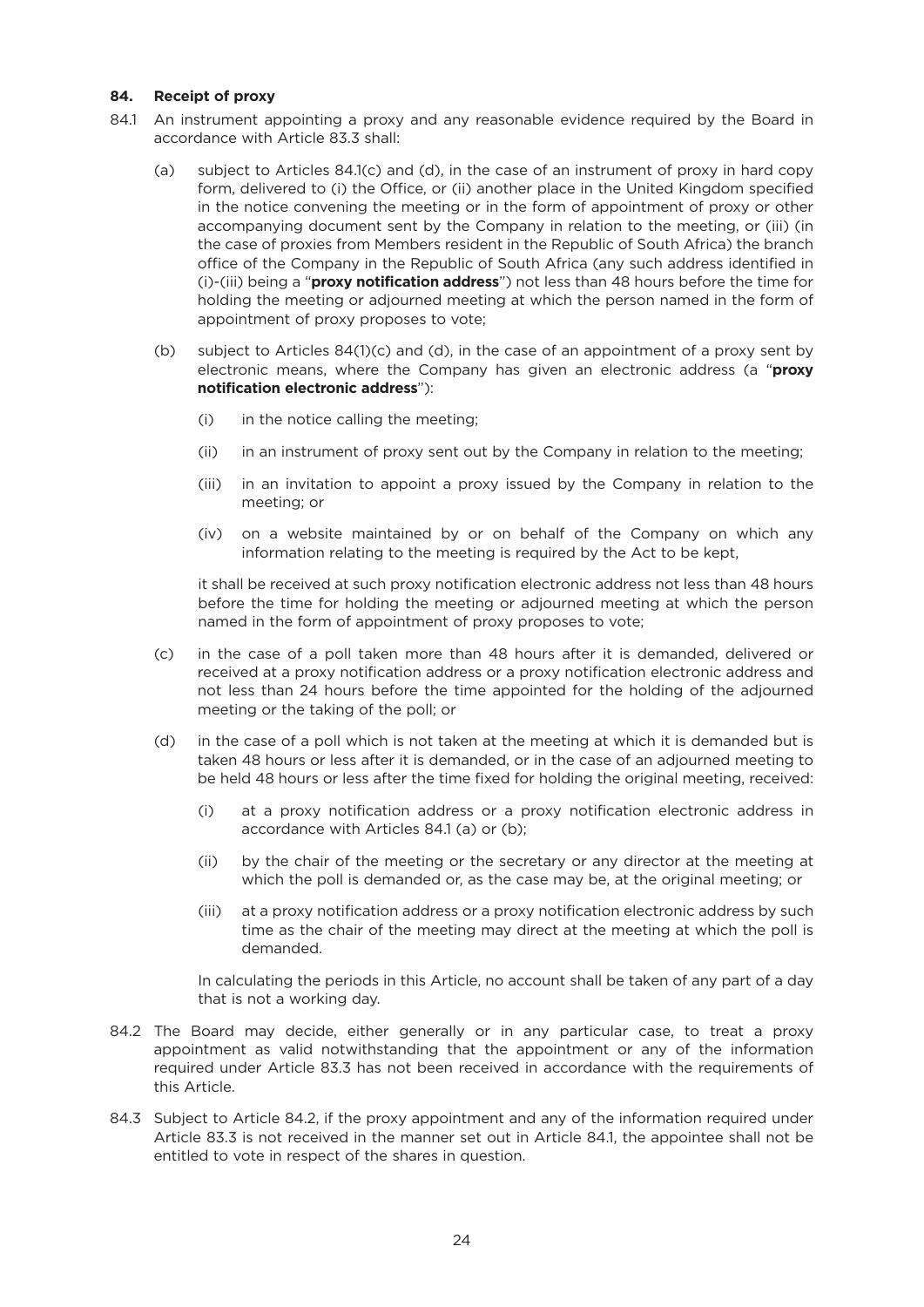## 84. Receipt of proxy

84.1 An instrument appointing a proxy and any reasonable evidence required by the Board in accordance with Article 83.3 shall:

(a) subject to Articles 84.1(c) and (d), in the case of an instrument of proxy in hard copy form, delivered to (i) the Office, or (ii) another place in the United Kingdom specified in the notice convening the meeting or in the form of appointment of proxy or other accompanying document sent by the Company in relation to the meeting, or (iii) (in the case of proxies from Members resident in the Republic of South Africa) the branch office of the Company in the Republic of South Africa (any such address identified in (i)-(iii) being a "**proxy notification address**") not less than 48 hours before the time for holding the meeting or adjourned meeting at which the person named in the form of appointment of proxy proposes to vote;

(b) subject to Articles 84(1)(c) and (d), in the case of an appointment of a proxy sent by electronic means, where the Company has given an electronic address (a "**proxy notification electronic address**"):

(i) in the notice calling the meeting;

(ii) in an instrument of proxy sent out by the Company in relation to the meeting;

(iii) in an invitation to appoint a proxy issued by the Company in relation to the meeting; or

(iv) on a website maintained by or on behalf of the Company on which any information relating to the meeting is required by the Act to be kept,

it shall be received at such proxy notification electronic address not less than 48 hours before the time for holding the meeting or adjourned meeting at which the person named in the form of appointment of proxy proposes to vote;

(c) in the case of a poll taken more than 48 hours after it is demanded, delivered or received at a proxy notification address or a proxy notification electronic address and not less than 24 hours before the time appointed for the holding of the adjourned meeting or the taking of the poll; or

(d) in the case of a poll which is not taken at the meeting at which it is demanded but is taken 48 hours or less after it is demanded, or in the case of an adjourned meeting to be held 48 hours or less after the time fixed for holding the original meeting, received:

(i) at a proxy notification address or a proxy notification electronic address in accordance with Articles 84.1 (a) or (b);

(ii) by the chair of the meeting or the secretary or any director at the meeting at which the poll is demanded or, as the case may be, at the original meeting; or

(iii) at a proxy notification address or a proxy notification electronic address by such time as the chair of the meeting may direct at the meeting at which the poll is demanded.

In calculating the periods in this Article, no account shall be taken of any part of a day that is not a working day.

84.2 The Board may decide, either generally or in any particular case, to treat a proxy appointment as valid notwithstanding that the appointment or any of the information required under Article 83.3 has not been received in accordance with the requirements of this Article.

84.3 Subject to Article 84.2, if the proxy appointment and any of the information required under Article 83.3 is not received in the manner set out in Article 84.1, the appointee shall not be entitled to vote in respect of the shares in question.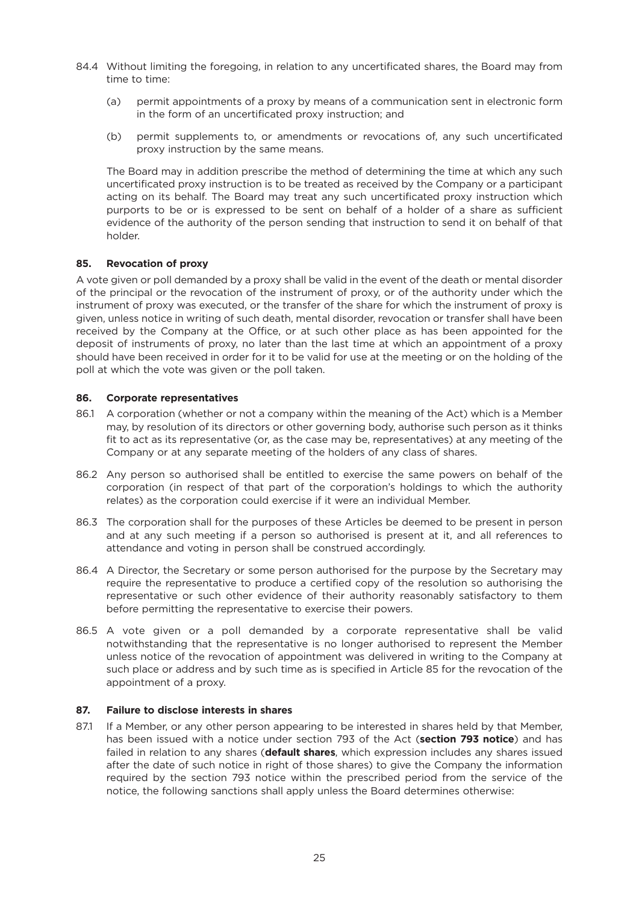84.4 Without limiting the foregoing, in relation to any uncertificated shares, the Board may from time to time:

(a) permit appointments of a proxy by means of a communication sent in electronic form in the form of an uncertificated proxy instruction; and

(b) permit supplements to, or amendments or revocations of, any such uncertificated proxy instruction by the same means.

The Board may in addition prescribe the method of determining the time at which any such uncertificated proxy instruction is to be treated as received by the Company or a participant acting on its behalf. The Board may treat any such uncertificated proxy instruction which purports to be or is expressed to be sent on behalf of a holder of a share as sufficient evidence of the authority of the person sending that instruction to send it on behalf of that holder.

### 85. Revocation of proxy

A vote given or poll demanded by a proxy shall be valid in the event of the death or mental disorder of the principal or the revocation of the instrument of proxy, or of the authority under which the instrument of proxy was executed, or the transfer of the share for which the instrument of proxy is given, unless notice in writing of such death, mental disorder, revocation or transfer shall have been received by the Company at the Office, or at such other place as has been appointed for the deposit of instruments of proxy, no later than the last time at which an appointment of a proxy should have been received in order for it to be valid for use at the meeting or on the holding of the poll at which the vote was given or the poll taken.

### 86. Corporate representatives

86.1 A corporation (whether or not a company within the meaning of the Act) which is a Member may, by resolution of its directors or other governing body, authorise such person as it thinks fit to act as its representative (or, as the case may be, representatives) at any meeting of the Company or at any separate meeting of the holders of any class of shares.

86.2 Any person so authorised shall be entitled to exercise the same powers on behalf of the corporation (in respect of that part of the corporation's holdings to which the authority relates) as the corporation could exercise if it were an individual Member.

86.3 The corporation shall for the purposes of these Articles be deemed to be present in person and at any such meeting if a person so authorised is present at it, and all references to attendance and voting in person shall be construed accordingly.

86.4 A Director, the Secretary or some person authorised for the purpose by the Secretary may require the representative to produce a certified copy of the resolution so authorising the representative or such other evidence of their authority reasonably satisfactory to them before permitting the representative to exercise their powers.

86.5 A vote given or a poll demanded by a corporate representative shall be valid notwithstanding that the representative is no longer authorised to represent the Member unless notice of the revocation of appointment was delivered in writing to the Company at such place or address and by such time as is specified in Article 85 for the revocation of the appointment of a proxy.

### 87. Failure to disclose interests in shares

87.1 If a Member, or any other person appearing to be interested in shares held by that Member, has been issued with a notice under section 793 of the Act (**section 793 notice**) and has failed in relation to any shares (**default shares**, which expression includes any shares issued after the date of such notice in right of those shares) to give the Company the information required by the section 793 notice within the prescribed period from the service of the notice, the following sanctions shall apply unless the Board determines otherwise: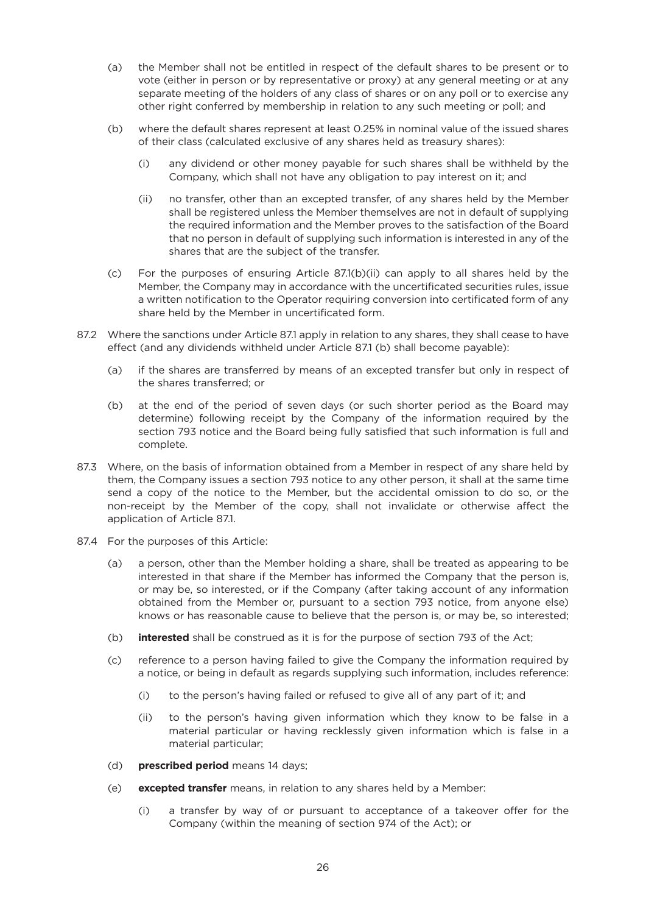(a) the Member shall not be entitled in respect of the default shares to be present or to vote (either in person or by representative or proxy) at any general meeting or at any separate meeting of the holders of any class of shares or on any poll or to exercise any other right conferred by membership in relation to any such meeting or poll; and

(b) where the default shares represent at least 0.25% in nominal value of the issued shares of their class (calculated exclusive of any shares held as treasury shares):

  (i) any dividend or other money payable for such shares shall be withheld by the Company, which shall not have any obligation to pay interest on it; and

  (ii) no transfer, other than an excepted transfer, of any shares held by the Member shall be registered unless the Member themselves are not in default of supplying the required information and the Member proves to the satisfaction of the Board that no person in default of supplying such information is interested in any of the shares that are the subject of the transfer.

(c) For the purposes of ensuring Article 87.1(b)(ii) can apply to all shares held by the Member, the Company may in accordance with the uncertificated securities rules, issue a written notification to the Operator requiring conversion into certificated form of any share held by the Member in uncertificated form.

87.2 Where the sanctions under Article 87.1 apply in relation to any shares, they shall cease to have effect (and any dividends withheld under Article 87.1 (b) shall become payable):

(a) if the shares are transferred by means of an excepted transfer but only in respect of the shares transferred; or

(b) at the end of the period of seven days (or such shorter period as the Board may determine) following receipt by the Company of the information required by the section 793 notice and the Board being fully satisfied that such information is full and complete.

87.3 Where, on the basis of information obtained from a Member in respect of any share held by them, the Company issues a section 793 notice to any other person, it shall at the same time send a copy of the notice to the Member, but the accidental omission to do so, or the non-receipt by the Member of the copy, shall not invalidate or otherwise affect the application of Article 87.1.

87.4 For the purposes of this Article:

(a) a person, other than the Member holding a share, shall be treated as appearing to be interested in that share if the Member has informed the Company that the person is, or may be, so interested, or if the Company (after taking account of any information obtained from the Member or, pursuant to a section 793 notice, from anyone else) knows or has reasonable cause to believe that the person is, or may be, so interested;

(b) **interested** shall be construed as it is for the purpose of section 793 of the Act;

(c) reference to a person having failed to give the Company the information required by a notice, or being in default as regards supplying such information, includes reference:

  (i) to the person's having failed or refused to give all of any part of it; and

  (ii) to the person's having given information which they know to be false in a material particular or having recklessly given information which is false in a material particular;

(d) **prescribed period** means 14 days;

(e) **excepted transfer** means, in relation to any shares held by a Member:

  (i) a transfer by way of or pursuant to acceptance of a takeover offer for the Company (within the meaning of section 974 of the Act); or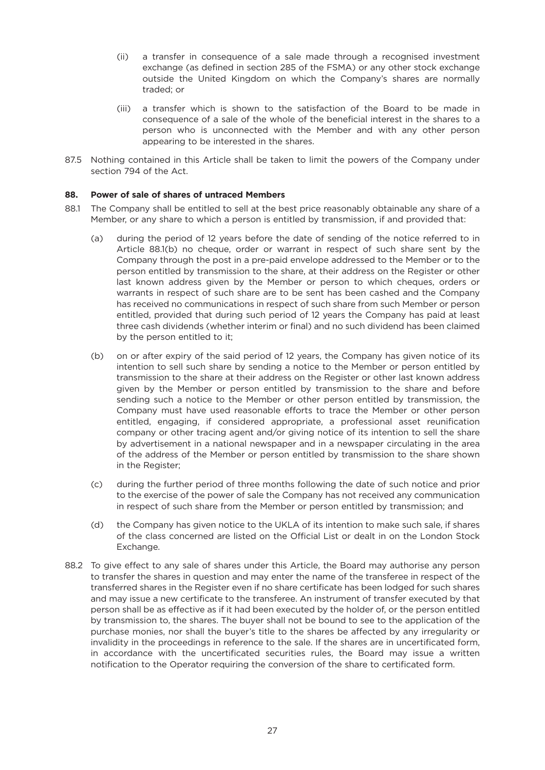(ii) a transfer in consequence of a sale made through a recognised investment exchange (as defined in section 285 of the FSMA) or any other stock exchange outside the United Kingdom on which the Company's shares are normally traded; or

(iii) a transfer which is shown to the satisfaction of the Board to be made in consequence of a sale of the whole of the beneficial interest in the shares to a person who is unconnected with the Member and with any other person appearing to be interested in the shares.

87.5 Nothing contained in this Article shall be taken to limit the powers of the Company under section 794 of the Act.

**88. Power of sale of shares of untraced Members**

88.1 The Company shall be entitled to sell at the best price reasonably obtainable any share of a Member, or any share to which a person is entitled by transmission, if and provided that:

(a) during the period of 12 years before the date of sending of the notice referred to in Article 88.1(b) no cheque, order or warrant in respect of such share sent by the Company through the post in a pre-paid envelope addressed to the Member or to the person entitled by transmission to the share, at their address on the Register or other last known address given by the Member or person to which cheques, orders or warrants in respect of such share are to be sent has been cashed and the Company has received no communications in respect of such share from such Member or person entitled, provided that during such period of 12 years the Company has paid at least three cash dividends (whether interim or final) and no such dividend has been claimed by the person entitled to it;

(b) on or after expiry of the said period of 12 years, the Company has given notice of its intention to sell such share by sending a notice to the Member or person entitled by transmission to the share at their address on the Register or other last known address given by the Member or person entitled by transmission to the share and before sending such a notice to the Member or other person entitled by transmission, the Company must have used reasonable efforts to trace the Member or other person entitled, engaging, if considered appropriate, a professional asset reunification company or other tracing agent and/or giving notice of its intention to sell the share by advertisement in a national newspaper and in a newspaper circulating in the area of the address of the Member or person entitled by transmission to the share shown in the Register;

(c) during the further period of three months following the date of such notice and prior to the exercise of the power of sale the Company has not received any communication in respect of such share from the Member or person entitled by transmission; and

(d) the Company has given notice to the UKLA of its intention to make such sale, if shares of the class concerned are listed on the Official List or dealt in on the London Stock Exchange.

88.2 To give effect to any sale of shares under this Article, the Board may authorise any person to transfer the shares in question and may enter the name of the transferee in respect of the transferred shares in the Register even if no share certificate has been lodged for such shares and may issue a new certificate to the transferee. An instrument of transfer executed by that person shall be as effective as if it had been executed by the holder of, or the person entitled by transmission to, the shares. The buyer shall not be bound to see to the application of the purchase monies, nor shall the buyer's title to the shares be affected by any irregularity or invalidity in the proceedings in reference to the sale. If the shares are in uncertificated form, in accordance with the uncertificated securities rules, the Board may issue a written notification to the Operator requiring the conversion of the share to certificated form.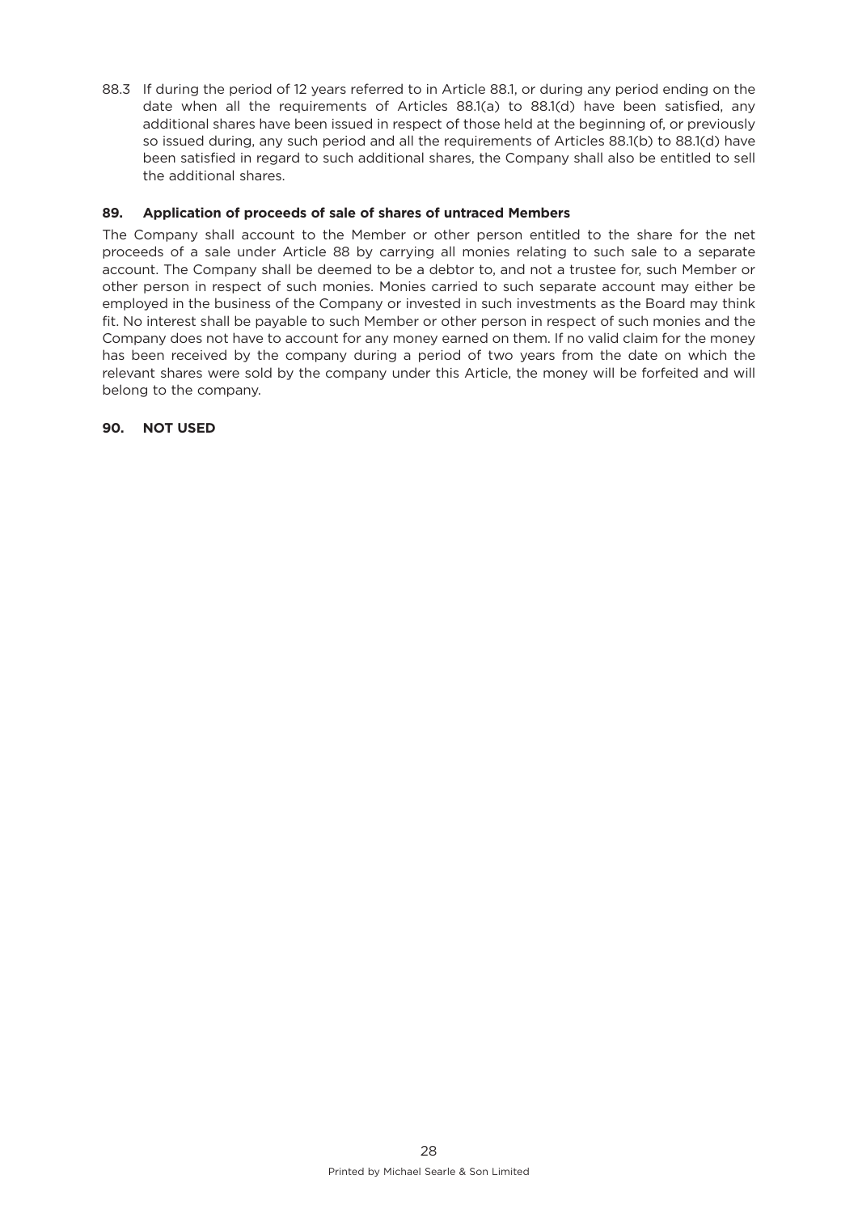88.3 If during the period of 12 years referred to in Article 88.1, or during any period ending on the date when all the requirements of Articles 88.1(a) to 88.1(d) have been satisfied, any additional shares have been issued in respect of those held at the beginning of, or previously so issued during, any such period and all the requirements of Articles 88.1(b) to 88.1(d) have been satisfied in regard to such additional shares, the Company shall also be entitled to sell the additional shares.

**89. Application of proceeds of sale of shares of untraced Members**

The Company shall account to the Member or other person entitled to the share for the net proceeds of a sale under Article 88 by carrying all monies relating to such sale to a separate account. The Company shall be deemed to be a debtor to, and not a trustee for, such Member or other person in respect of such monies. Monies carried to such separate account may either be employed in the business of the Company or invested in such investments as the Board may think fit. No interest shall be payable to such Member or other person in respect of such monies and the Company does not have to account for any money earned on them. If no valid claim for the money has been received by the company during a period of two years from the date on which the relevant shares were sold by the company under this Article, the money will be forfeited and will belong to the company.

**90. NOT USED**

Printed by Michael Searle & Son Limited